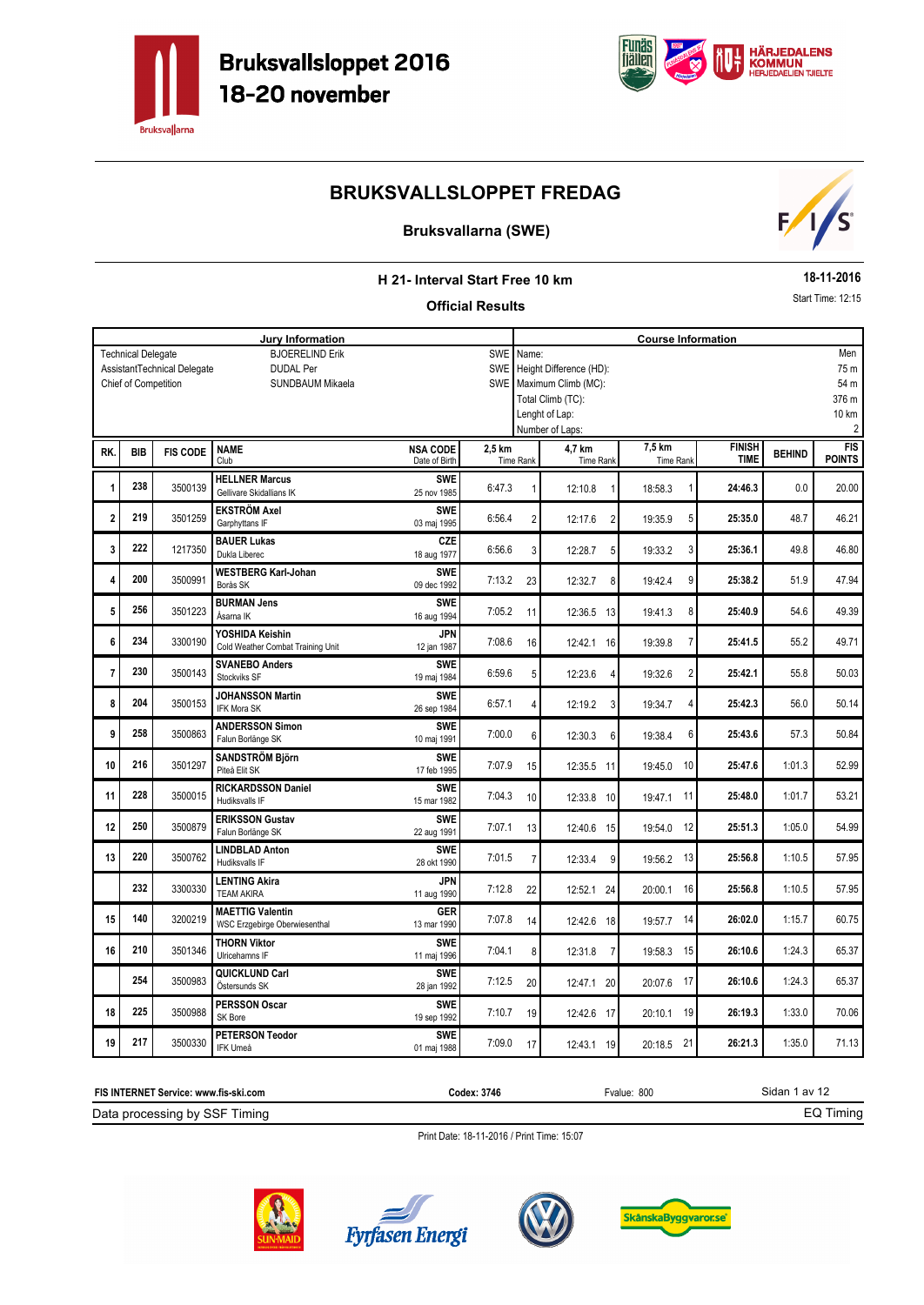# Bruksvallsloppet 2016
## 18-20 november

# BRUKSVALLSLOPPET FREDAG

### Bruksvallarna (SWE)

**H 21- Interval Start Free 10 km**

**Official Results**

**18-11-2016**

Start Time: 12:15

| Jury Information | | | Course Information | |
|---|---|---|---|---|
| Technical Delegate | BJOERELIND Erik | SWE | Name: | Men |
| AssistantTechnical Delegate | DUDAL Per | SWE | Height Difference (HD): | 75 m |
| Chief of Competition | SUNDBAUM Mikaela | SWE | Maximum Climb (MC): | 54 m |
| | | | Total Climb (TC): | 376 m |
| | | | Lenght of Lap: | 10 km |
| | | | Number of Laps: | 2 |

| RK. | BIB | FIS CODE | NAME / Club | NSA CODE / Date of Birth | 2,5 km Time | Rank | 4,7 km Time | Rank | 7,5 km Time | Rank | FINISH TIME | BEHIND | FIS POINTS |
|---|---|---|---|---|---|---|---|---|---|---|---|---|---|
| 1 | 238 | 3500139 | **HELLNER Marcus** Gellivare Skidallians IK | **SWE** 25 nov 1985 | 6:47.3 | 1 | 12:10.8 | 1 | 18:58.3 | 1 | **24:46.3** | 0.0 | 20.00 |
| 2 | 219 | 3501259 | **EKSTRÖM Axel** Garphyttans IF | **SWE** 03 maj 1995 | 6:56.4 | 2 | 12:17.6 | 2 | 19:35.9 | 5 | **25:35.0** | 48.7 | 46.21 |
| 3 | 222 | 1217350 | **BAUER Lukas** Dukla Liberec | **CZE** 18 aug 1977 | 6:56.6 | 3 | 12:28.7 | 5 | 19:33.2 | 3 | **25:36.1** | 49.8 | 46.80 |
| 4 | 200 | 3500991 | **WESTBERG Karl-Johan** Borås SK | **SWE** 09 dec 1992 | 7:13.2 | 23 | 12:32.7 | 8 | 19:42.4 | 9 | **25:38.2** | 51.9 | 47.94 |
| 5 | 256 | 3501223 | **BURMAN Jens** Åsarna IK | **SWE** 16 aug 1994 | 7:05.2 | 11 | 12:36.5 | 13 | 19:41.3 | 8 | **25:40.9** | 54.6 | 49.39 |
| 6 | 234 | 3300190 | **YOSHIDA Keishin** Cold Weather Combat Training Unit | **JPN** 12 jan 1987 | 7:08.6 | 16 | 12:42.1 | 16 | 19:39.8 | 7 | **25:41.5** | 55.2 | 49.71 |
| 7 | 230 | 3500143 | **SVANEBO Anders** Stockviks SF | **SWE** 19 maj 1984 | 6:59.6 | 5 | 12:23.6 | 4 | 19:32.6 | 2 | **25:42.1** | 55.8 | 50.03 |
| 8 | 204 | 3500153 | **JOHANSSON Martin** IFK Mora SK | **SWE** 26 sep 1984 | 6:57.1 | 4 | 12:19.2 | 3 | 19:34.7 | 4 | **25:42.3** | 56.0 | 50.14 |
| 9 | 258 | 3500863 | **ANDERSSON Simon** Falun Borlänge SK | **SWE** 10 maj 1991 | 7:00.0 | 6 | 12:30.3 | 6 | 19:38.4 | 6 | **25:43.6** | 57.3 | 50.84 |
| 10 | 216 | 3501297 | **SANDSTRÖM Björn** Piteå Elit SK | **SWE** 17 feb 1995 | 7:07.9 | 15 | 12:35.5 | 11 | 19:45.0 | 10 | **25:47.6** | 1:01.3 | 52.99 |
| 11 | 228 | 3500015 | **RICKARDSSON Daniel** Hudiksvalls IF | **SWE** 15 mar 1982 | 7:04.3 | 10 | 12:33.8 | 10 | 19:47.1 | 11 | **25:48.0** | 1:01.7 | 53.21 |
| 12 | 250 | 3500879 | **ERIKSSON Gustav** Falun Borlänge SK | **SWE** 22 aug 1991 | 7:07.1 | 13 | 12:40.6 | 15 | 19:54.0 | 12 | **25:51.3** | 1:05.0 | 54.99 |
| 13 | 220 | 3500762 | **LINDBLAD Anton** Hudiksvalls IF | **SWE** 28 okt 1990 | 7:01.5 | 7 | 12:33.4 | 9 | 19:56.2 | 13 | **25:56.8** | 1:10.5 | 57.95 |
| | 232 | 3300330 | **LENTING Akira** TEAM AKIRA | **JPN** 11 aug 1990 | 7:12.8 | 22 | 12:52.1 | 24 | 20:00.1 | 16 | **25:56.8** | 1:10.5 | 57.95 |
| 15 | 140 | 3200219 | **MAETTIG Valentin** WSC Erzgebirge Oberwiesenthal | **GER** 13 mar 1990 | 7:07.8 | 14 | 12:42.6 | 18 | 19:57.7 | 14 | **26:02.0** | 1:15.7 | 60.75 |
| 16 | 210 | 3501346 | **THORN Viktor** Ulricehamns IF | **SWE** 11 maj 1996 | 7:04.1 | 8 | 12:31.8 | 7 | 19:58.3 | 15 | **26:10.6** | 1:24.3 | 65.37 |
| | 254 | 3500983 | **QUICKLUND Carl** Östersunds SK | **SWE** 28 jan 1992 | 7:12.5 | 20 | 12:47.1 | 20 | 20:07.6 | 17 | **26:10.6** | 1:24.3 | 65.37 |
| 18 | 225 | 3500988 | **PERSSON Oscar** SK Bore | **SWE** 19 sep 1992 | 7:10.7 | 19 | 12:42.6 | 17 | 20:10.1 | 19 | **26:19.3** | 1:33.0 | 70.06 |
| 19 | 217 | 3500330 | **PETERSON Teodor** IFK Umeå | **SWE** 01 maj 1988 | 7:09.0 | 17 | 12:43.1 | 19 | 20:18.5 | 21 | **26:21.3** | 1:35.0 | 71.13 |

**FIS INTERNET Service: www.fis-ski.com** **Codex: 3746** Fvalue: 800

Data processing by SSF Timing — EQ Timing

Print Date: 18-11-2016 / Print Time: 15:07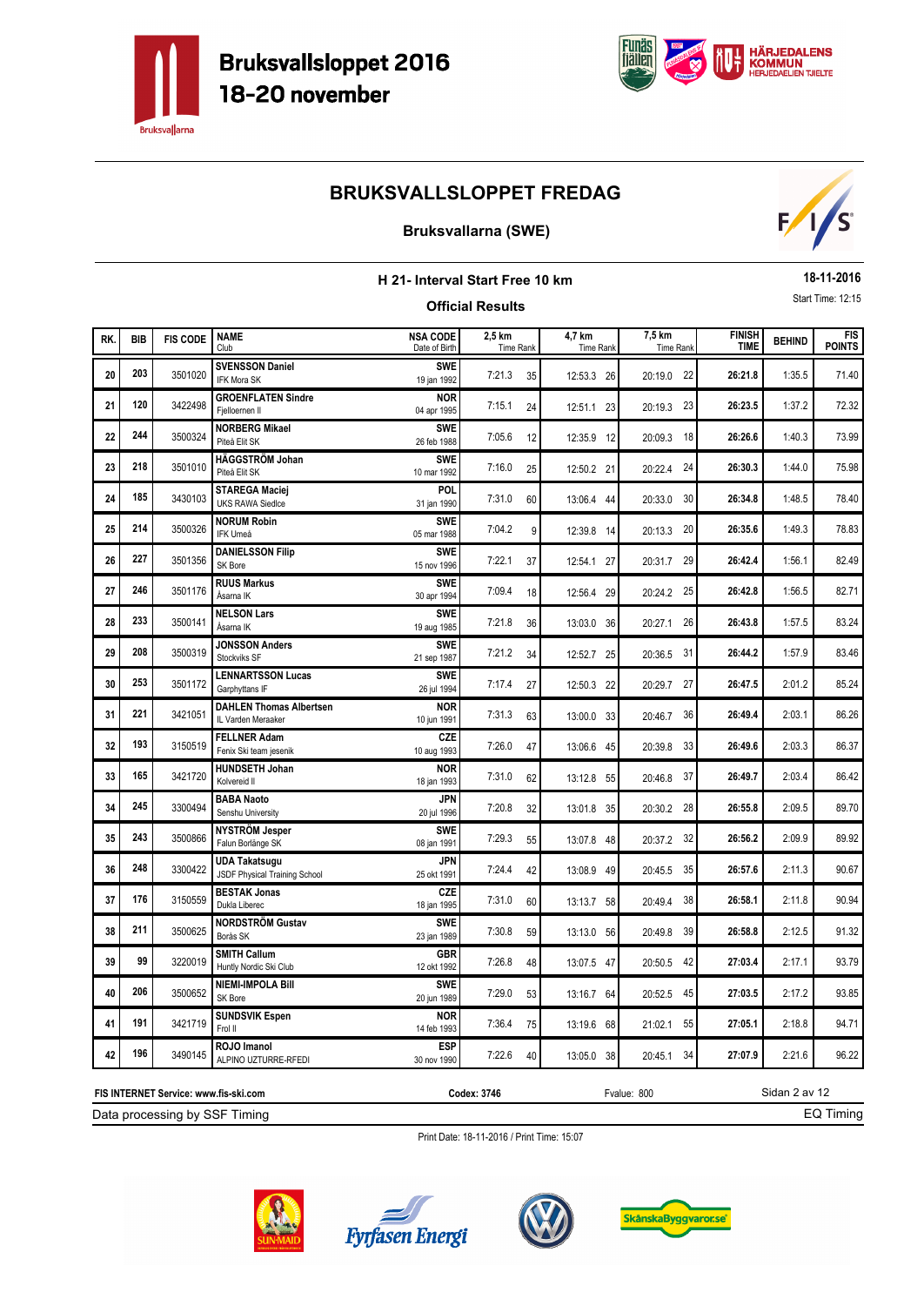# Bruksvallsloppet 2016
## 18-20 november

## BRUKSVALLSLOPPET FREDAG

### Bruksvallarna (SWE)

### H 21- Interval Start Free 10 km

18-11-2016

Start Time: 12:15

### Official Results

| RK. | BIB | FIS CODE | NAME / Club | NSA CODE / Date of Birth | 2,5 km Time | Rank | 4,7 km Time | Rank | 7,5 km Time | Rank | FINISH TIME | BEHIND | FIS POINTS |
|---|---|---|---|---|---|---|---|---|---|---|---|---|---|
| 20 | 203 | 3501020 | **SVENSSON Daniel** IFK Mora SK | **SWE** 19 jan 1992 | 7:21.3 | 35 | 12:53.3 | 26 | 20:19.0 | 22 | **26:21.8** | 1:35.5 | 71.40 |
| 21 | 120 | 3422498 | **GROENFLATEN Sindre** Fjelloernen Il | **NOR** 04 apr 1995 | 7:15.1 | 24 | 12:51.1 | 23 | 20:19.3 | 23 | **26:23.5** | 1:37.2 | 72.32 |
| 22 | 244 | 3500324 | **NORBERG Mikael** Piteå Elit SK | **SWE** 26 feb 1988 | 7:05.6 | 12 | 12:35.9 | 12 | 20:09.3 | 18 | **26:26.6** | 1:40.3 | 73.99 |
| 23 | 218 | 3501010 | **HÄGGSTRÖM Johan** Piteå Elit SK | **SWE** 10 mar 1992 | 7:16.0 | 25 | 12:50.2 | 21 | 20:22.4 | 24 | **26:30.3** | 1:44.0 | 75.98 |
| 24 | 185 | 3430103 | **STAREGA Maciej** UKS RAWA Siedlce | **POL** 31 jan 1990 | 7:31.0 | 60 | 13:06.4 | 44 | 20:33.0 | 30 | **26:34.8** | 1:48.5 | 78.40 |
| 25 | 214 | 3500326 | **NORUM Robin** IFK Umeå | **SWE** 05 mar 1988 | 7:04.2 | 9 | 12:39.8 | 14 | 20:13.3 | 20 | **26:35.6** | 1:49.3 | 78.83 |
| 26 | 227 | 3501356 | **DANIELSSON Filip** SK Bore | **SWE** 15 nov 1996 | 7:22.1 | 37 | 12:54.1 | 27 | 20:31.7 | 29 | **26:42.4** | 1:56.1 | 82.49 |
| 27 | 246 | 3501176 | **RUUS Markus** Åsarna IK | **SWE** 30 apr 1994 | 7:09.4 | 18 | 12:56.4 | 29 | 20:24.2 | 25 | **26:42.8** | 1:56.5 | 82.71 |
| 28 | 233 | 3500141 | **NELSON Lars** Åsarna IK | **SWE** 19 aug 1985 | 7:21.8 | 36 | 13:03.0 | 36 | 20:27.1 | 26 | **26:43.8** | 1:57.5 | 83.24 |
| 29 | 208 | 3500319 | **JONSSON Anders** Stockviks SF | **SWE** 21 sep 1987 | 7:21.2 | 34 | 12:52.7 | 25 | 20:36.5 | 31 | **26:44.2** | 1:57.9 | 83.46 |
| 30 | 253 | 3501172 | **LENNARTSSON Lucas** Garphyttans IF | **SWE** 26 jul 1994 | 7:17.4 | 27 | 12:50.3 | 22 | 20:29.7 | 27 | **26:47.5** | 2:01.2 | 85.24 |
| 31 | 221 | 3421051 | **DAHLEN Thomas Albertsen** IL Varden Meraaker | **NOR** 10 jun 1991 | 7:31.3 | 63 | 13:00.0 | 33 | 20:46.7 | 36 | **26:49.4** | 2:03.1 | 86.26 |
| 32 | 193 | 3150519 | **FELLNER Adam** Fenix Ski team jesenik | **CZE** 10 aug 1993 | 7:26.0 | 47 | 13:06.6 | 45 | 20:39.8 | 33 | **26:49.6** | 2:03.3 | 86.37 |
| 33 | 165 | 3421720 | **HUNDSETH Johan** Kolvereid Il | **NOR** 18 jan 1993 | 7:31.0 | 62 | 13:12.8 | 55 | 20:46.8 | 37 | **26:49.7** | 2:03.4 | 86.42 |
| 34 | 245 | 3300494 | **BABA Naoto** Senshu University | **JPN** 20 jul 1996 | 7:20.8 | 32 | 13:01.8 | 35 | 20:30.2 | 28 | **26:55.8** | 2:09.5 | 89.70 |
| 35 | 243 | 3500866 | **NYSTRÖM Jesper** Falun Borlänge SK | **SWE** 08 jan 1991 | 7:29.3 | 55 | 13:07.8 | 48 | 20:37.2 | 32 | **26:56.2** | 2:09.9 | 89.92 |
| 36 | 248 | 3300422 | **UDA Takatsugu** JSDF Physical Training School | **JPN** 25 okt 1991 | 7:24.4 | 42 | 13:08.9 | 49 | 20:45.5 | 35 | **26:57.6** | 2:11.3 | 90.67 |
| 37 | 176 | 3150559 | **BESTAK Jonas** Dukla Liberec | **CZE** 18 jan 1995 | 7:31.0 | 60 | 13:13.7 | 58 | 20:49.4 | 38 | **26:58.1** | 2:11.8 | 90.94 |
| 38 | 211 | 3500625 | **NORDSTRÖM Gustav** Borås SK | **SWE** 23 jan 1989 | 7:30.8 | 59 | 13:13.0 | 56 | 20:49.8 | 39 | **26:58.8** | 2:12.5 | 91.32 |
| 39 | 99 | 3220019 | **SMITH Callum** Huntly Nordic Ski Club | **GBR** 12 okt 1992 | 7:26.8 | 48 | 13:07.5 | 47 | 20:50.5 | 42 | **27:03.4** | 2:17.1 | 93.79 |
| 40 | 206 | 3500652 | **NIEMI-IMPOLA Bill** SK Bore | **SWE** 20 jun 1989 | 7:29.0 | 53 | 13:16.7 | 64 | 20:52.5 | 45 | **27:03.5** | 2:17.2 | 93.85 |
| 41 | 191 | 3421719 | **SUNDSVIK Espen** Frol Il | **NOR** 14 feb 1993 | 7:36.4 | 75 | 13:19.6 | 68 | 21:02.1 | 55 | **27:05.1** | 2:18.8 | 94.71 |
| 42 | 196 | 3490145 | **ROJO Imanol** ALPINO UZTURRE-RFEDI | **ESP** 30 nov 1990 | 7:22.6 | 40 | 13:05.0 | 38 | 20:45.1 | 34 | **27:07.9** | 2:21.6 | 96.22 |

**FIS INTERNET Service: www.fis-ski.com** **Codex: 3746** Fvalue: 800

Data processing by SSF Timing — EQ Timing

Print Date: 18-11-2016 / Print Time: 15:07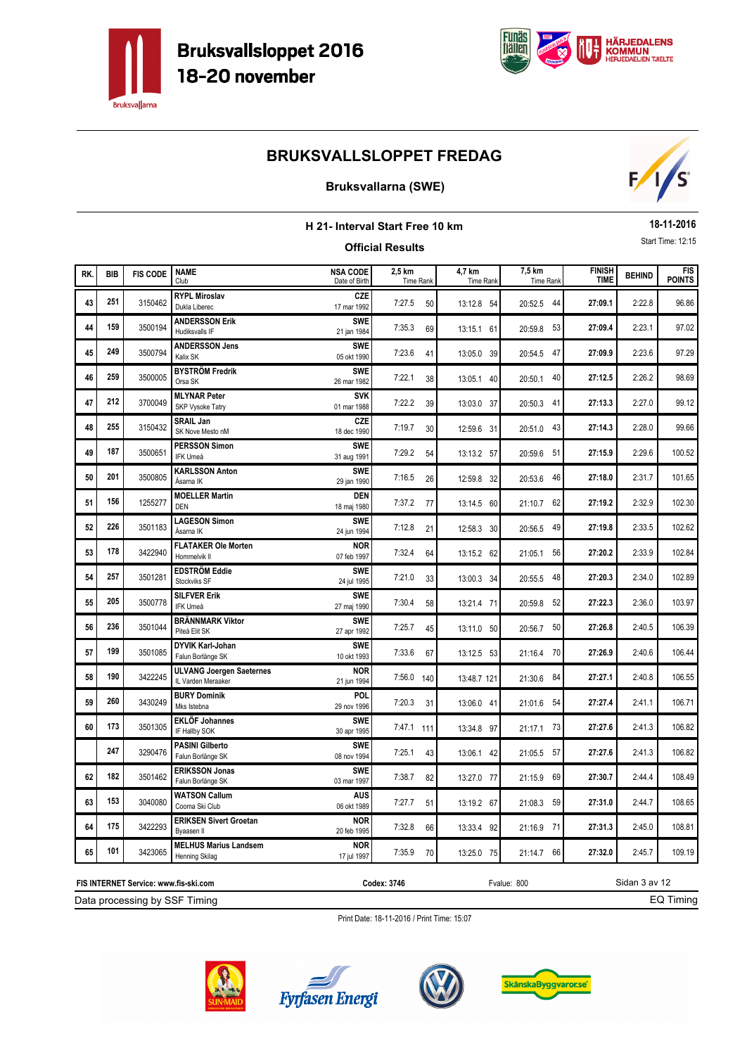Bruksvallsloppet 2016
18-20 november

# BRUKSVALLSLOPPET FREDAG

## Bruksvallarna (SWE)

### H 21- Interval Start Free 10 km

18-11-2016

**Official Results**

Start Time: 12:15

| RK. | BIB | FIS CODE | NAME / Club | NSA CODE / Date of Birth | 2,5 km Time | Rank | 4,7 km Time | Rank | 7,5 km Time | Rank | FINISH TIME | BEHIND | FIS POINTS |
|---|---|---|---|---|---|---|---|---|---|---|---|---|---|
| 43 | 251 | 3150462 | **RYPL Miroslav** Dukla Liberec | **CZE** 17 mar 1992 | 7:27.5 | 50 | 13:12.8 | 54 | 20:52.5 | 44 | **27:09.1** | 2:22.8 | 96.86 |
| 44 | 159 | 3500194 | **ANDERSSON Erik** Hudiksvalls IF | **SWE** 21 jan 1984 | 7:35.3 | 69 | 13:15.1 | 61 | 20:59.8 | 53 | **27:09.4** | 2:23.1 | 97.02 |
| 45 | 249 | 3500794 | **ANDERSSON Jens** Kalix SK | **SWE** 05 okt 1990 | 7:23.6 | 41 | 13:05.0 | 39 | 20:54.5 | 47 | **27:09.9** | 2:23.6 | 97.29 |
| 46 | 259 | 3500005 | **BYSTRÖM Fredrik** Orsa SK | **SWE** 26 mar 1982 | 7:22.1 | 38 | 13:05.1 | 40 | 20:50.1 | 40 | **27:12.5** | 2:26.2 | 98.69 |
| 47 | 212 | 3700049 | **MLYNAR Peter** SKP Vysoke Tatry | **SVK** 01 mar 1988 | 7:22.2 | 39 | 13:03.0 | 37 | 20:50.3 | 41 | **27:13.3** | 2:27.0 | 99.12 |
| 48 | 255 | 3150432 | **SRAIL Jan** SK Nove Mesto nM | **CZE** 18 dec 1990 | 7:19.7 | 30 | 12:59.6 | 31 | 20:51.0 | 43 | **27:14.3** | 2:28.0 | 99.66 |
| 49 | 187 | 3500651 | **PERSSON Simon** IFK Umeå | **SWE** 31 aug 1991 | 7:29.2 | 54 | 13:13.2 | 57 | 20:59.6 | 51 | **27:15.9** | 2:29.6 | 100.52 |
| 50 | 201 | 3500805 | **KARLSSON Anton** Åsarna IK | **SWE** 29 jan 1990 | 7:16.5 | 26 | 12:59.8 | 32 | 20:53.6 | 46 | **27:18.0** | 2:31.7 | 101.65 |
| 51 | 156 | 1255277 | **MOELLER Martin** DEN | **DEN** 18 maj 1980 | 7:37.2 | 77 | 13:14.5 | 60 | 21:10.7 | 62 | **27:19.2** | 2:32.9 | 102.30 |
| 52 | 226 | 3501183 | **LAGESON Simon** Åsarna IK | **SWE** 24 jun 1994 | 7:12.8 | 21 | 12:58.3 | 30 | 20:56.5 | 49 | **27:19.8** | 2:33.5 | 102.62 |
| 53 | 178 | 3422940 | **FLATAKER Ole Morten** Hommelvik Il | **NOR** 07 feb 1997 | 7:32.4 | 64 | 13:15.2 | 62 | 21:05.1 | 56 | **27:20.2** | 2:33.9 | 102.84 |
| 54 | 257 | 3501281 | **EDSTRÖM Eddie** Stockviks SF | **SWE** 24 jul 1995 | 7:21.0 | 33 | 13:00.3 | 34 | 20:55.5 | 48 | **27:20.3** | 2:34.0 | 102.89 |
| 55 | 205 | 3500778 | **SILFVER Erik** IFK Umeå | **SWE** 27 maj 1990 | 7:30.4 | 58 | 13:21.4 | 71 | 20:59.8 | 52 | **27:22.3** | 2:36.0 | 103.97 |
| 56 | 236 | 3501044 | **BRÄNNMARK Viktor** Piteå Elit SK | **SWE** 27 apr 1992 | 7:25.7 | 45 | 13:11.0 | 50 | 20:56.7 | 50 | **27:26.8** | 2:40.5 | 106.39 |
| 57 | 199 | 3501085 | **DYVIK Karl-Johan** Falun Borlänge SK | **SWE** 10 okt 1993 | 7:33.6 | 67 | 13:12.5 | 53 | 21:16.4 | 70 | **27:26.9** | 2:40.6 | 106.44 |
| 58 | 190 | 3422245 | **ULVANG Joergen Saeternes** IL Varden Meraaker | **NOR** 21 jun 1994 | 7:56.0 | 140 | 13:48.7 | 121 | 21:30.6 | 84 | **27:27.1** | 2:40.8 | 106.55 |
| 59 | 260 | 3430249 | **BURY Dominik** Mks Istebna | **POL** 29 nov 1996 | 7:20.3 | 31 | 13:06.0 | 41 | 21:01.6 | 54 | **27:27.4** | 2:41.1 | 106.71 |
| 60 | 173 | 3501305 | **EKLÖF Johannes** IF Hallby SOK | **SWE** 30 apr 1995 | 7:47.1 | 111 | 13:34.8 | 97 | 21:17.1 | 73 | **27:27.6** | 2:41.3 | 106.82 |
| | 247 | 3290476 | **PASINI Gilberto** Falun Borlänge SK | **SWE** 08 nov 1994 | 7:25.1 | 43 | 13:06.1 | 42 | 21:05.5 | 57 | **27:27.6** | 2:41.3 | 106.82 |
| 62 | 182 | 3501462 | **ERIKSSON Jonas** Falun Borlänge SK | **SWE** 03 mar 1997 | 7:38.7 | 82 | 13:27.0 | 77 | 21:15.9 | 69 | **27:30.7** | 2:44.4 | 108.49 |
| 63 | 153 | 3040080 | **WATSON Callum** Cooma Ski Club | **AUS** 06 okt 1989 | 7:27.7 | 51 | 13:19.2 | 67 | 21:08.3 | 59 | **27:31.0** | 2:44.7 | 108.65 |
| 64 | 175 | 3422293 | **ERIKSEN Sivert Groetan** Byaasen Il | **NOR** 20 feb 1995 | 7:32.8 | 66 | 13:33.4 | 92 | 21:16.9 | 71 | **27:31.3** | 2:45.0 | 108.81 |
| 65 | 101 | 3423065 | **MELHUS Marius Landsem** Henning Skilag | **NOR** 17 jul 1997 | 7:35.9 | 70 | 13:25.0 | 75 | 21:14.7 | 66 | **27:32.0** | 2:45.7 | 109.19 |

FIS INTERNET Service: www.fis-ski.com — Codex: 3746 — Fvalue: 800

Data processing by SSF Timing — EQ Timing

Print Date: 18-11-2016 / Print Time: 15:07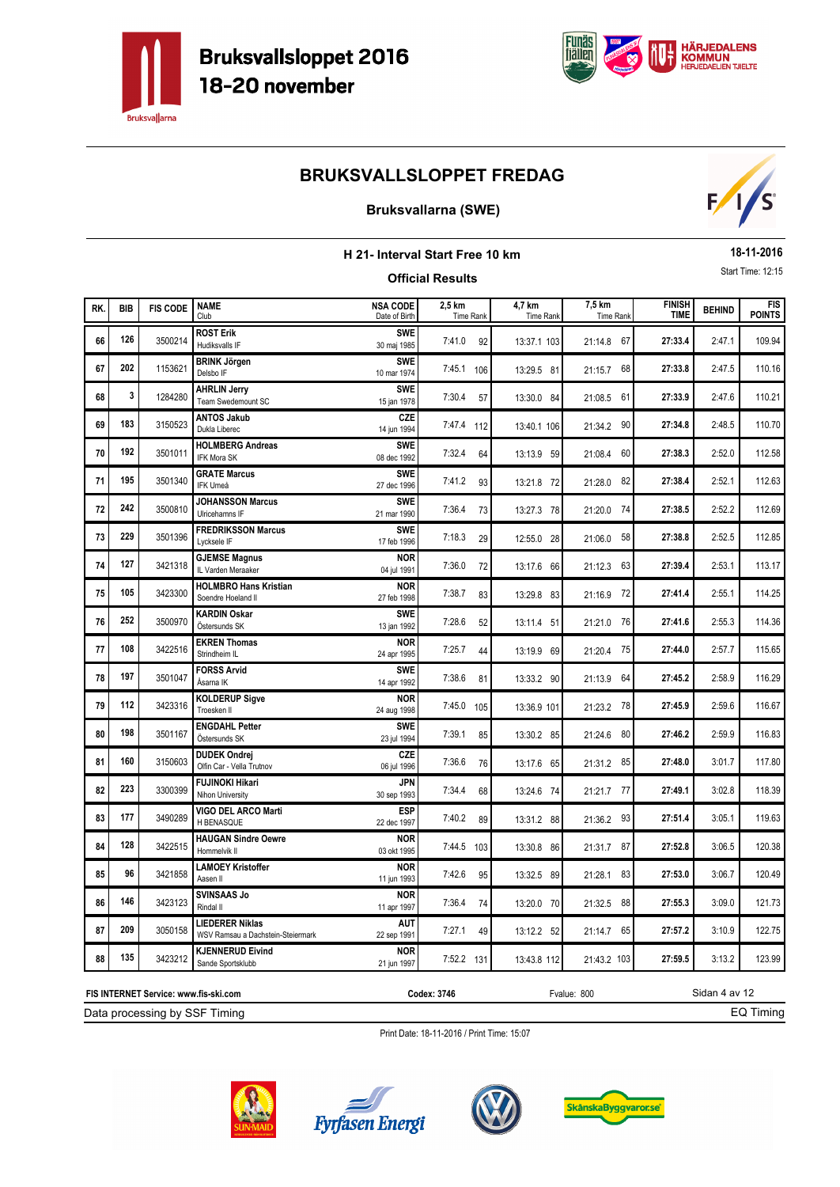# Bruksvallsloppet 2016
## 18-20 november

## BRUKSVALLSLOPPET FREDAG

### Bruksvallarna (SWE)

**H 21- Interval Start Free 10 km**

**18-11-2016**

**Official Results**

Start Time: 12:15

| RK. | BIB | FIS CODE | NAME / Club | NSA CODE / Date of Birth | 2,5 km Time | Rank | 4,7 km Time | Rank | 7,5 km Time | Rank | FINISH TIME | BEHIND | FIS POINTS |
|---|---|---|---|---|---|---|---|---|---|---|---|---|---|
| 66 | 126 | 3500214 | **ROST Erik** Hudiksvalls IF | **SWE** 30 maj 1985 | 7:41.0 | 92 | 13:37.1 | 103 | 21:14.8 | 67 | **27:33.4** | 2:47.1 | 109.94 |
| 67 | 202 | 1153621 | **BRINK Jörgen** Delsbo IF | **SWE** 10 mar 1974 | 7:45.1 | 106 | 13:29.5 | 81 | 21:15.7 | 68 | **27:33.8** | 2:47.5 | 110.16 |
| 68 | 3 | 1284280 | **AHRLIN Jerry** Team Swedemount SC | **SWE** 15 jan 1978 | 7:30.4 | 57 | 13:30.0 | 84 | 21:08.5 | 61 | **27:33.9** | 2:47.6 | 110.21 |
| 69 | 183 | 3150523 | **ANTOS Jakub** Dukla Liberec | **CZE** 14 jun 1994 | 7:47.4 | 112 | 13:40.1 | 106 | 21:34.2 | 90 | **27:34.8** | 2:48.5 | 110.70 |
| 70 | 192 | 3501011 | **HOLMBERG Andreas** IFK Mora SK | **SWE** 08 dec 1992 | 7:32.4 | 64 | 13:13.9 | 59 | 21:08.4 | 60 | **27:38.3** | 2:52.0 | 112.58 |
| 71 | 195 | 3501340 | **GRATE Marcus** IFK Umeå | **SWE** 27 dec 1996 | 7:41.2 | 93 | 13:21.8 | 72 | 21:28.0 | 82 | **27:38.4** | 2:52.1 | 112.63 |
| 72 | 242 | 3500810 | **JOHANSSON Marcus** Ulricehamns IF | **SWE** 21 mar 1990 | 7:36.4 | 73 | 13:27.3 | 78 | 21:20.0 | 74 | **27:38.5** | 2:52.2 | 112.69 |
| 73 | 229 | 3501396 | **FREDRIKSSON Marcus** Lycksele IF | **SWE** 17 feb 1996 | 7:18.3 | 29 | 12:55.0 | 28 | 21:06.0 | 58 | **27:38.8** | 2:52.5 | 112.85 |
| 74 | 127 | 3421318 | **GJEMSE Magnus** IL Varden Meraaker | **NOR** 04 jul 1991 | 7:36.0 | 72 | 13:17.6 | 66 | 21:12.3 | 63 | **27:39.4** | 2:53.1 | 113.17 |
| 75 | 105 | 3423300 | **HOLMBRO Hans Kristian** Soendre Hoeland Il | **NOR** 27 feb 1998 | 7:38.7 | 83 | 13:29.8 | 83 | 21:16.9 | 72 | **27:41.4** | 2:55.1 | 114.25 |
| 76 | 252 | 3500970 | **KARDIN Oskar** Östersunds SK | **SWE** 13 jan 1992 | 7:28.6 | 52 | 13:11.4 | 51 | 21:21.0 | 76 | **27:41.6** | 2:55.3 | 114.36 |
| 77 | 108 | 3422516 | **EKREN Thomas** Strindheim IL | **NOR** 24 apr 1995 | 7:25.7 | 44 | 13:19.9 | 69 | 21:20.4 | 75 | **27:44.0** | 2:57.7 | 115.65 |
| 78 | 197 | 3501047 | **FORSS Arvid** Åsarna IK | **SWE** 14 apr 1992 | 7:38.6 | 81 | 13:33.2 | 90 | 21:13.9 | 64 | **27:45.2** | 2:58.9 | 116.29 |
| 79 | 112 | 3423316 | **KOLDERUP Sigve** Troesken Il | **NOR** 24 aug 1998 | 7:45.0 | 105 | 13:36.9 | 101 | 21:23.2 | 78 | **27:45.9** | 2:59.6 | 116.67 |
| 80 | 198 | 3501167 | **ENGDAHL Petter** Östersunds SK | **SWE** 23 jul 1994 | 7:39.1 | 85 | 13:30.2 | 85 | 21:24.6 | 80 | **27:46.2** | 2:59.9 | 116.83 |
| 81 | 160 | 3150603 | **DUDEK Ondrej** Olfin Car - Vella Trutnov | **CZE** 06 jul 1996 | 7:36.6 | 76 | 13:17.6 | 65 | 21:31.2 | 85 | **27:48.0** | 3:01.7 | 117.80 |
| 82 | 223 | 3300399 | **FUJINOKI Hikari** Nihon University | **JPN** 30 sep 1993 | 7:34.4 | 68 | 13:24.6 | 74 | 21:21.7 | 77 | **27:49.1** | 3:02.8 | 118.39 |
| 83 | 177 | 3490289 | **VIGO DEL ARCO Marti** H BENASQUE | **ESP** 22 dec 1997 | 7:40.2 | 89 | 13:31.2 | 88 | 21:36.2 | 93 | **27:51.4** | 3:05.1 | 119.63 |
| 84 | 128 | 3422515 | **HAUGAN Sindre Oewre** Hommelvik Il | **NOR** 03 okt 1995 | 7:44.5 | 103 | 13:30.8 | 86 | 21:31.7 | 87 | **27:52.8** | 3:06.5 | 120.38 |
| 85 | 96 | 3421858 | **LAMOEY Kristoffer** Aasen Il | **NOR** 11 jun 1993 | 7:42.6 | 95 | 13:32.5 | 89 | 21:28.1 | 83 | **27:53.0** | 3:06.7 | 120.49 |
| 86 | 146 | 3423123 | **SVINSAAS Jo** Rindal Il | **NOR** 11 apr 1997 | 7:36.4 | 74 | 13:20.0 | 70 | 21:32.5 | 88 | **27:55.3** | 3:09.0 | 121.73 |
| 87 | 209 | 3050158 | **LIEDERER Niklas** WSV Ramsau a Dachstein-Steiermark | **AUT** 22 sep 1991 | 7:27.1 | 49 | 13:12.2 | 52 | 21:14.7 | 65 | **27:57.2** | 3:10.9 | 122.75 |
| 88 | 135 | 3423212 | **KJENNERUD Eivind** Sande Sportsklubb | **NOR** 21 jun 1997 | 7:52.2 | 131 | 13:43.8 | 112 | 21:43.2 | 103 | **27:59.5** | 3:13.2 | 123.99 |

**FIS INTERNET Service: www.fis-ski.com** **Codex: 3746** Fvalue: 800

Data processing by SSF Timing — EQ Timing

Print Date: 18-11-2016 / Print Time: 15:07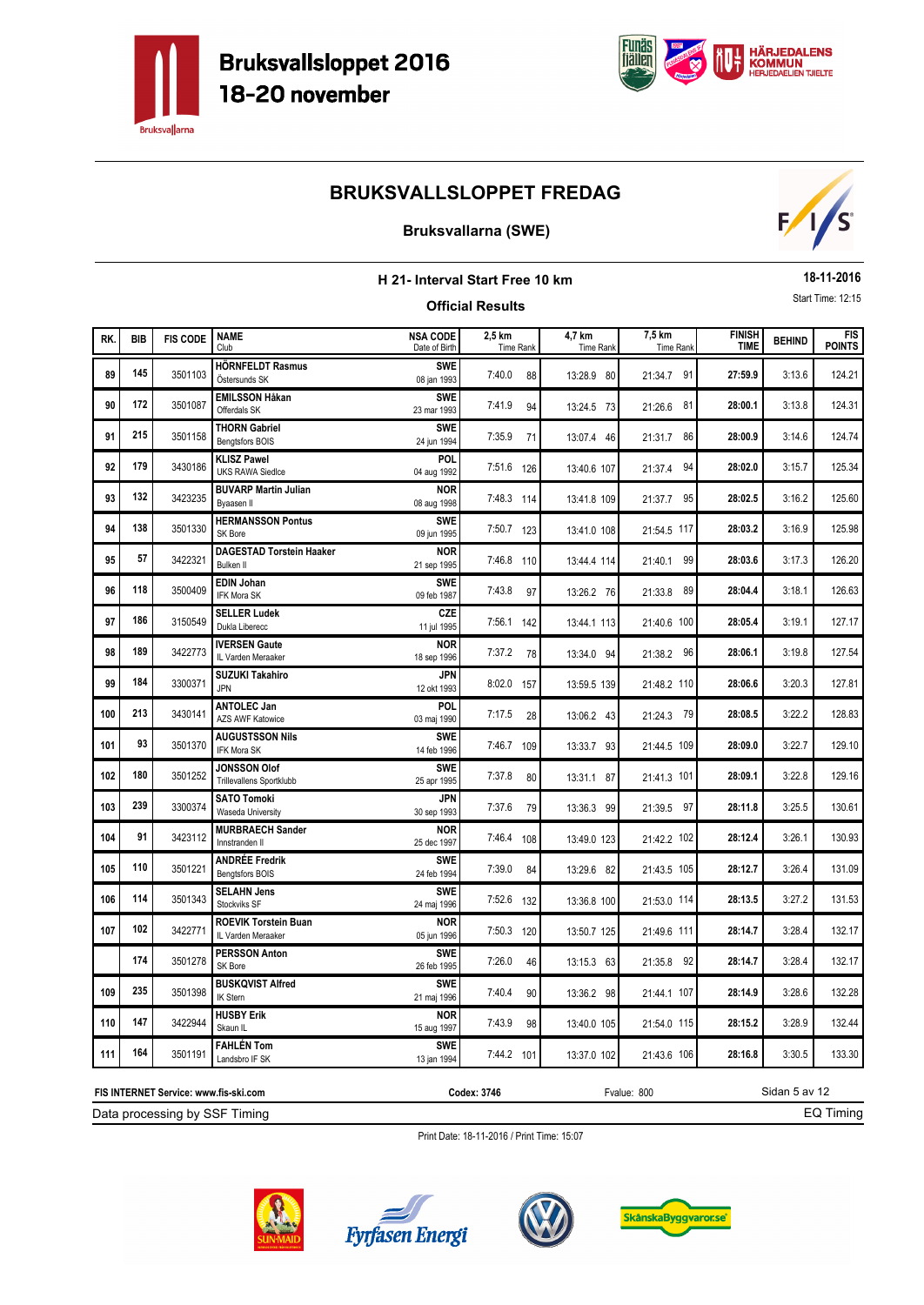# Bruksvallsloppet 2016
## 18-20 november

## BRUKSVALLSLOPPET FREDAG

### Bruksvallarna (SWE)

**H 21- Interval Start Free 10 km**

**18-11-2016**

**Official Results**

Start Time: 12:15

| RK. | BIB | FIS CODE | NAME<br>Club | NSA CODE<br>Date of Birth | 2,5 km<br>Time Rank | 4,7 km<br>Time Rank | 7,5 km<br>Time Rank | FINISH TIME | BEHIND | FIS POINTS |
|---|---|---|---|---|---|---|---|---|---|---|
| 89 | 145 | 3501103 | **HÖRNFELDT Rasmus**<br>Östersunds SK | **SWE**<br>08 jan 1993 | 7:40.0 88 | 13:28.9 80 | 21:34.7 91 | **27:59.9** | 3:13.6 | 124.21 |
| 90 | 172 | 3501087 | **EMILSSON Håkan**<br>Offerdals SK | **SWE**<br>23 mar 1993 | 7:41.9 94 | 13:24.5 73 | 21:26.6 81 | **28:00.1** | 3:13.8 | 124.31 |
| 91 | 215 | 3501158 | **THORN Gabriel**<br>Bengtsfors BOIS | **SWE**<br>24 jun 1994 | 7:35.9 71 | 13:07.4 46 | 21:31.7 86 | **28:00.9** | 3:14.6 | 124.74 |
| 92 | 179 | 3430186 | **KLISZ Pawel**<br>UKS RAWA Siedlce | **POL**<br>04 aug 1992 | 7:51.6 126 | 13:40.6 107 | 21:37.4 94 | **28:02.0** | 3:15.7 | 125.34 |
| 93 | 132 | 3423235 | **BUVARP Martin Julian**<br>Byaasen Il | **NOR**<br>08 aug 1998 | 7:48.3 114 | 13:41.8 109 | 21:37.7 95 | **28:02.5** | 3:16.2 | 125.60 |
| 94 | 138 | 3501330 | **HERMANSSON Pontus**<br>SK Bore | **SWE**<br>09 jun 1995 | 7:50.7 123 | 13:41.0 108 | 21:54.5 117 | **28:03.2** | 3:16.9 | 125.98 |
| 95 | 57 | 3422321 | **DAGESTAD Torstein Haaker**<br>Bulken Il | **NOR**<br>21 sep 1995 | 7:46.8 110 | 13:44.4 114 | 21:40.1 99 | **28:03.6** | 3:17.3 | 126.20 |
| 96 | 118 | 3500409 | **EDIN Johan**<br>IFK Mora SK | **SWE**<br>09 feb 1987 | 7:43.8 97 | 13:26.2 76 | 21:33.8 89 | **28:04.4** | 3:18.1 | 126.63 |
| 97 | 186 | 3150549 | **SELLER Ludek**<br>Dukla Liberecc | **CZE**<br>11 jul 1995 | 7:56.1 142 | 13:44.1 113 | 21:40.6 100 | **28:05.4** | 3:19.1 | 127.17 |
| 98 | 189 | 3422773 | **IVERSEN Gaute**<br>IL Varden Meraaker | **NOR**<br>18 sep 1996 | 7:37.2 78 | 13:34.0 94 | 21:38.2 96 | **28:06.1** | 3:19.8 | 127.54 |
| 99 | 184 | 3300371 | **SUZUKI Takahiro**<br>JPN | **JPN**<br>12 okt 1993 | 8:02.0 157 | 13:59.5 139 | 21:48.2 110 | **28:06.6** | 3:20.3 | 127.81 |
| 100 | 213 | 3430141 | **ANTOLEC Jan**<br>AZS AWF Katowice | **POL**<br>03 maj 1990 | 7:17.5 28 | 13:06.2 43 | 21:24.3 79 | **28:08.5** | 3:22.2 | 128.83 |
| 101 | 93 | 3501370 | **AUGUSTSSON Nils**<br>IFK Mora SK | **SWE**<br>14 feb 1996 | 7:46.7 109 | 13:33.7 93 | 21:44.5 109 | **28:09.0** | 3:22.7 | 129.10 |
| 102 | 180 | 3501252 | **JONSSON Olof**<br>Trillevallens Sportklubb | **SWE**<br>25 apr 1995 | 7:37.8 80 | 13:31.1 87 | 21:41.3 101 | **28:09.1** | 3:22.8 | 129.16 |
| 103 | 239 | 3300374 | **SATO Tomoki**<br>Waseda University | **JPN**<br>30 sep 1993 | 7:37.6 79 | 13:36.3 99 | 21:39.5 97 | **28:11.8** | 3:25.5 | 130.61 |
| 104 | 91 | 3423112 | **MURBRAECH Sander**<br>Innstranden Il | **NOR**<br>25 dec 1997 | 7:46.4 108 | 13:49.0 123 | 21:42.2 102 | **28:12.4** | 3:26.1 | 130.93 |
| 105 | 110 | 3501221 | **ANDRÉE Fredrik**<br>Bengtsfors BOIS | **SWE**<br>24 feb 1994 | 7:39.0 84 | 13:29.6 82 | 21:43.5 105 | **28:12.7** | 3:26.4 | 131.09 |
| 106 | 114 | 3501343 | **SELAHN Jens**<br>Stockviks SF | **SWE**<br>24 maj 1996 | 7:52.6 132 | 13:36.8 100 | 21:53.0 114 | **28:13.5** | 3:27.2 | 131.53 |
| 107 | 102 | 3422771 | **ROEVIK Torstein Buan**<br>IL Varden Meraaker | **NOR**<br>05 jun 1996 | 7:50.3 120 | 13:50.7 125 | 21:49.6 111 | **28:14.7** | 3:28.4 | 132.17 |
| | 174 | 3501278 | **PERSSON Anton**<br>SK Bore | **SWE**<br>26 feb 1995 | 7:26.0 46 | 13:15.3 63 | 21:35.8 92 | **28:14.7** | 3:28.4 | 132.17 |
| 109 | 235 | 3501398 | **BUSKQVIST Alfred**<br>IK Stern | **SWE**<br>21 maj 1996 | 7:40.4 90 | 13:36.2 98 | 21:44.1 107 | **28:14.9** | 3:28.6 | 132.28 |
| 110 | 147 | 3422944 | **HUSBY Erik**<br>Skaun IL | **NOR**<br>15 aug 1997 | 7:43.9 98 | 13:40.0 105 | 21:54.0 115 | **28:15.2** | 3:28.9 | 132.44 |
| 111 | 164 | 3501191 | **FAHLÈN Tom**<br>Landsbro IF SK | **SWE**<br>13 jan 1994 | 7:44.2 101 | 13:37.0 102 | 21:43.6 106 | **28:16.8** | 3:30.5 | 133.30 |

**FIS INTERNET Service: www.fis-ski.com** | **Codex: 3746** | Fvalue: 800

Data processing by SSF Timing | EQ Timing

Print Date: 18-11-2016 / Print Time: 15:07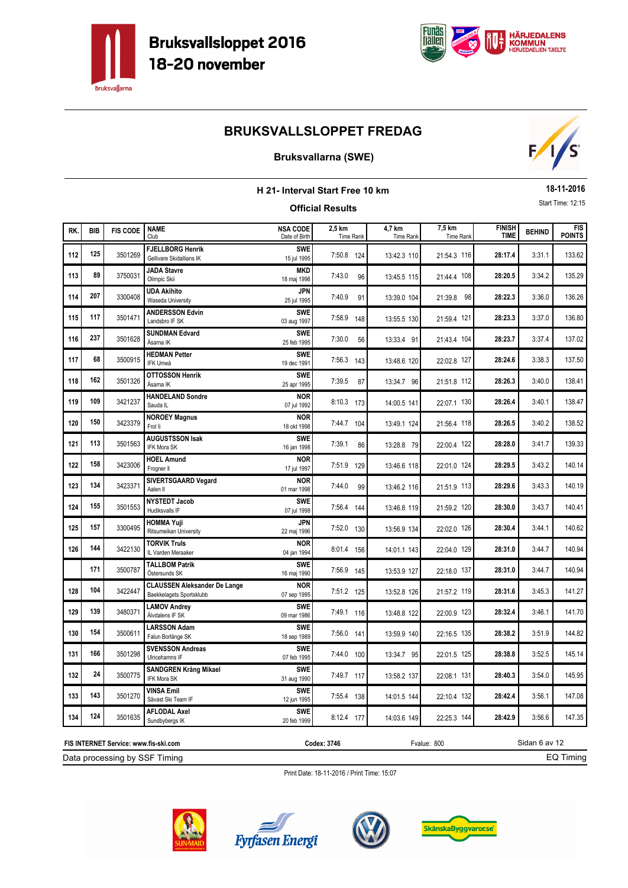# Bruksvallsloppet 2016
## 18-20 november

## BRUKSVALLSLOPPET FREDAG

### Bruksvallarna (SWE)

**H 21- Interval Start Free 10 km**

**18-11-2016**

**Official Results**

Start Time: 12:15

| RK. | BIB | FIS CODE | NAME Club | NSA CODE Date of Birth | 2,5 km Time Rank | 4,7 km Time Rank | 7,5 km Time Rank | FINISH TIME | BEHIND | FIS POINTS |
|---|---|---|---|---|---|---|---|---|---|---|
| 112 | 125 | 3501269 | **FJELLBORG Henrik** Gellivare Skidallians IK | **SWE** 15 jul 1995 | 7:50.8 124 | 13:42.3 110 | 21:54.3 116 | **28:17.4** | 3:31.1 | 133.62 |
| 113 | 89 | 3750031 | **JADA Stavre** Olimpic Skii | **MKD** 18 maj 1998 | 7:43.0 96 | 13:45.5 115 | 21:44.4 108 | **28:20.5** | 3:34.2 | 135.29 |
| 114 | 207 | 3300408 | **UDA Akihito** Waseda University | **JPN** 25 jul 1995 | 7:40.9 91 | 13:39.0 104 | 21:39.8 98 | **28:22.3** | 3:36.0 | 136.26 |
| 115 | 117 | 3501471 | **ANDERSSON Edvin** Landsbro IF SK | **SWE** 03 aug 1997 | 7:58.9 148 | 13:55.5 130 | 21:59.4 121 | **28:23.3** | 3:37.0 | 136.80 |
| 116 | 237 | 3501628 | **SUNDMAN Edvard** Åsarna IK | **SWE** 25 feb 1995 | 7:30.0 56 | 13:33.4 91 | 21:43.4 104 | **28:23.7** | 3:37.4 | 137.02 |
| 117 | 68 | 3500915 | **HEDMAN Petter** IFK Umeå | **SWE** 19 dec 1991 | 7:56.3 143 | 13:48.6 120 | 22:02.8 127 | **28:24.6** | 3:38.3 | 137.50 |
| 118 | 162 | 3501326 | **OTTOSSON Henrik** Åsarna IK | **SWE** 25 apr 1995 | 7:39.5 87 | 13:34.7 96 | 21:51.8 112 | **28:26.3** | 3:40.0 | 138.41 |
| 119 | 109 | 3421237 | **HANDELAND Sondre** Sauda IL | **NOR** 07 jul 1992 | 8:10.3 173 | 14:00.5 141 | 22:07.1 130 | **28:26.4** | 3:40.1 | 138.47 |
| 120 | 150 | 3423379 | **NOROEY Magnus** Frol Il | **NOR** 18 okt 1998 | 7:44.7 104 | 13:49.1 124 | 21:56.4 118 | **28:26.5** | 3:40.2 | 138.52 |
| 121 | 113 | 3501563 | **AUGUSTSSON Isak** IFK Mora SK | **SWE** 16 jan 1998 | 7:39.1 86 | 13:28.8 79 | 22:00.4 122 | **28:28.0** | 3:41.7 | 139.33 |
| 122 | 158 | 3423006 | **HOEL Amund** Frogner Il | **NOR** 17 jul 1997 | 7:51.9 129 | 13:46.6 118 | 22:01.0 124 | **28:29.5** | 3:43.2 | 140.14 |
| 123 | 134 | 3423371 | **SIVERTSGAARD Vegard** Aalen Il | **NOR** 01 mar 1998 | 7:44.0 99 | 13:46.2 116 | 21:51.9 113 | **28:29.6** | 3:43.3 | 140.19 |
| 124 | 155 | 3501553 | **NYSTEDT Jacob** Hudiksvalls IF | **SWE** 07 jul 1998 | 7:56.4 144 | 13:46.8 119 | 21:59.2 120 | **28:30.0** | 3:43.7 | 140.41 |
| 125 | 157 | 3300495 | **HOMMA Yuji** Ritsumeikan University | **JPN** 22 maj 1996 | 7:52.0 130 | 13:56.9 134 | 22:02.0 126 | **28:30.4** | 3:44.1 | 140.62 |
| 126 | 144 | 3422130 | **TORVIK Truls** IL Varden Meraaker | **NOR** 04 jan 1994 | 8:01.4 156 | 14:01.1 143 | 22:04.0 129 | **28:31.0** | 3:44.7 | 140.94 |
| | 171 | 3500787 | **TALLBOM Patrik** Östersunds SK | **SWE** 16 maj 1990 | 7:56.9 145 | 13:53.9 127 | 22:18.0 137 | **28:31.0** | 3:44.7 | 140.94 |
| 128 | 104 | 3422447 | **CLAUSSEN Aleksander De Lange** Baekkelagets Sportsklubb | **NOR** 07 sep 1995 | 7:51.2 125 | 13:52.8 126 | 21:57.2 119 | **28:31.6** | 3:45.3 | 141.27 |
| 129 | 139 | 3480371 | **LAMOV Andrey** Älvdalens IF SK | **SWE** 09 mar 1986 | 7:49.1 116 | 13:48.8 122 | 22:00.9 123 | **28:32.4** | 3:46.1 | 141.70 |
| 130 | 154 | 3500611 | **LARSSON Adam** Falun Borlänge SK | **SWE** 18 sep 1989 | 7:56.0 141 | 13:59.9 140 | 22:16.5 135 | **28:38.2** | 3:51.9 | 144.82 |
| 131 | 166 | 3501298 | **SVENSSON Andreas** Ulricehamns IF | **SWE** 07 feb 1995 | 7:44.0 100 | 13:34.7 95 | 22:01.5 125 | **28:38.8** | 3:52.5 | 145.14 |
| 132 | 24 | 3500775 | **SANDGREN Krång Mikael** IFK Mora SK | **SWE** 31 aug 1990 | 7:49.7 117 | 13:58.2 137 | 22:08.1 131 | **28:40.3** | 3:54.0 | 145.95 |
| 133 | 143 | 3501270 | **VINSA Emil** Sävast Ski Team IF | **SWE** 12 jun 1995 | 7:55.4 138 | 14:01.5 144 | 22:10.4 132 | **28:42.4** | 3:56.1 | 147.08 |
| 134 | 124 | 3501635 | **AFLODAL Axel** Sundbybergs IK | **SWE** 20 feb 1999 | 8:12.4 177 | 14:03.6 149 | 22:25.3 144 | **28:42.9** | 3:56.6 | 147.35 |

FIS INTERNET Service: www.fis-ski.com | Codex: 3746 | Fvalue: 800

Data processing by SSF Timing | EQ Timing

Print Date: 18-11-2016 / Print Time: 15:07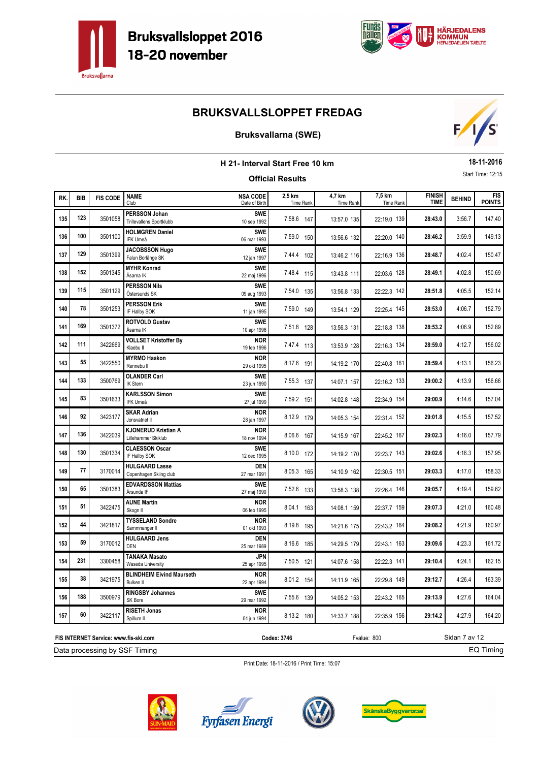# Bruksvallsloppet 2016
## 18-20 november

## BRUKSVALLSLOPPET FREDAG

### Bruksvallarna (SWE)

**H 21- Interval Start Free 10 km**

**18-11-2016**

**Official Results**

Start Time: 12:15

| RK. | BIB | FIS CODE | NAME Club | NSA CODE Date of Birth | 2,5 km Time Rank | 4,7 km Time Rank | 7,5 km Time Rank | FINISH TIME | BEHIND | FIS POINTS |
|---|---|---|---|---|---|---|---|---|---|---|
| 135 | 123 | 3501058 | **PERSSON Johan** Trillevallens Sportklubb | **SWE** 10 sep 1992 | 7:58.6 147 | 13:57.0 135 | 22:19.0 139 | **28:43.0** | 3:56.7 | 147.40 |
| 136 | 100 | 3501100 | **HOLMGREN Daniel** IFK Umeå | **SWE** 06 mar 1993 | 7:59.0 150 | 13:56.6 132 | 22:20.0 140 | **28:46.2** | 3:59.9 | 149.13 |
| 137 | 129 | 3501399 | **JACOBSSON Hugo** Falun Borlänge SK | **SWE** 12 jan 1997 | 7:44.4 102 | 13:46.2 116 | 22:16.9 136 | **28:48.7** | 4:02.4 | 150.47 |
| 138 | 152 | 3501345 | **MYHR Konrad** Åsarna IK | **SWE** 22 maj 1996 | 7:48.4 115 | 13:43.8 111 | 22:03.6 128 | **28:49.1** | 4:02.8 | 150.69 |
| 139 | 115 | 3501129 | **PERSSON Nils** Östersunds SK | **SWE** 09 aug 1993 | 7:54.0 135 | 13:56.8 133 | 22:22.3 142 | **28:51.8** | 4:05.5 | 152.14 |
| 140 | 78 | 3501253 | **PERSSON Erik** IF Hallby SOK | **SWE** 11 jan 1995 | 7:59.0 149 | 13:54.1 129 | 22:25.4 145 | **28:53.0** | 4:06.7 | 152.79 |
| 141 | 169 | 3501372 | **ROTVOLD Gustav** Åsarna IK | **SWE** 10 apr 1996 | 7:51.8 128 | 13:56.3 131 | 22:18.8 138 | **28:53.2** | 4:06.9 | 152.89 |
| 142 | 111 | 3422669 | **VOLLSET Kristoffer By** Klaebu Il | **NOR** 19 feb 1996 | 7:47.4 113 | 13:53.9 128 | 22:16.3 134 | **28:59.0** | 4:12.7 | 156.02 |
| 143 | 55 | 3422550 | **MYRMO Haakon** Rennebu Il | **NOR** 29 okt 1995 | 8:17.6 191 | 14:19.2 170 | 22:40.8 161 | **28:59.4** | 4:13.1 | 156.23 |
| 144 | 133 | 3500769 | **OLANDER Carl** IK Stern | **SWE** 23 jun 1990 | 7:55.3 137 | 14:07.1 157 | 22:16.2 133 | **29:00.2** | 4:13.9 | 156.66 |
| 145 | 83 | 3501633 | **KARLSSON Simon** IFK Umeå | **SWE** 27 jul 1999 | 7:59.2 151 | 14:02.8 148 | 22:34.9 154 | **29:00.9** | 4:14.6 | 157.04 |
| 146 | 92 | 3423177 | **SKAR Adrian** Jonsvatnet Il | **NOR** 28 jan 1997 | 8:12.9 179 | 14:05.3 154 | 22:31.4 152 | **29:01.8** | 4:15.5 | 157.52 |
| 147 | 136 | 3422039 | **KJONERUD Kristian A** Lillehammer Skiklub | **NOR** 18 nov 1994 | 8:06.6 167 | 14:15.9 167 | 22:45.2 167 | **29:02.3** | 4:16.0 | 157.79 |
| 148 | 130 | 3501334 | **CLAESSON Oscar** IF Hallby SOK | **SWE** 12 dec 1995 | 8:10.0 172 | 14:19.2 170 | 22:23.7 143 | **29:02.6** | 4:16.3 | 157.95 |
| 149 | 77 | 3170014 | **HULGAARD Lasse** Copenhagen Skiing club | **DEN** 27 mar 1991 | 8:05.3 165 | 14:10.9 162 | 22:30.5 151 | **29:03.3** | 4:17.0 | 158.33 |
| 150 | 65 | 3501383 | **EDVARDSSON Mattias** Årsunda IF | **SWE** 27 maj 1990 | 7:52.6 133 | 13:58.3 138 | 22:26.4 146 | **29:05.7** | 4:19.4 | 159.62 |
| 151 | 51 | 3422475 | **AUNE Martin** Skogn Il | **NOR** 06 feb 1995 | 8:04.1 163 | 14:08.1 159 | 22:37.7 159 | **29:07.3** | 4:21.0 | 160.48 |
| 152 | 44 | 3421817 | **TYSSELAND Sondre** Sammnanger Il | **NOR** 01 okt 1993 | 8:19.8 195 | 14:21.6 175 | 22:43.2 164 | **29:08.2** | 4:21.9 | 160.97 |
| 153 | 59 | 3170012 | **HULGAARD Jens** DEN | **DEN** 25 mar 1989 | 8:16.6 185 | 14:29.5 179 | 22:43.1 163 | **29:09.6** | 4:23.3 | 161.72 |
| 154 | 231 | 3300458 | **TANAKA Masato** Waseda University | **JPN** 25 apr 1995 | 7:50.5 121 | 14:07.6 158 | 22:22.3 141 | **29:10.4** | 4:24.1 | 162.15 |
| 155 | 38 | 3421975 | **BLINDHEIM Eivind Maurseth** Bulken Il | **NOR** 22 apr 1994 | 8:01.2 154 | 14:11.9 165 | 22:29.8 149 | **29:12.7** | 4:26.4 | 163.39 |
| 156 | 188 | 3500979 | **RINGSBY Johannes** SK Bore | **SWE** 29 mar 1992 | 7:55.6 139 | 14:05.2 153 | 22:43.2 165 | **29:13.9** | 4:27.6 | 164.04 |
| 157 | 60 | 3422117 | **RISETH Jonas** Spillum Il | **NOR** 04 jun 1994 | 8:13.2 180 | 14:33.7 188 | 22:35.9 156 | **29:14.2** | 4:27.9 | 164.20 |

**FIS INTERNET Service: www.fis-ski.com** **Codex: 3746** Fvalue: 800

Data processing by SSF Timing — EQ Timing

Print Date: 18-11-2016 / Print Time: 15:07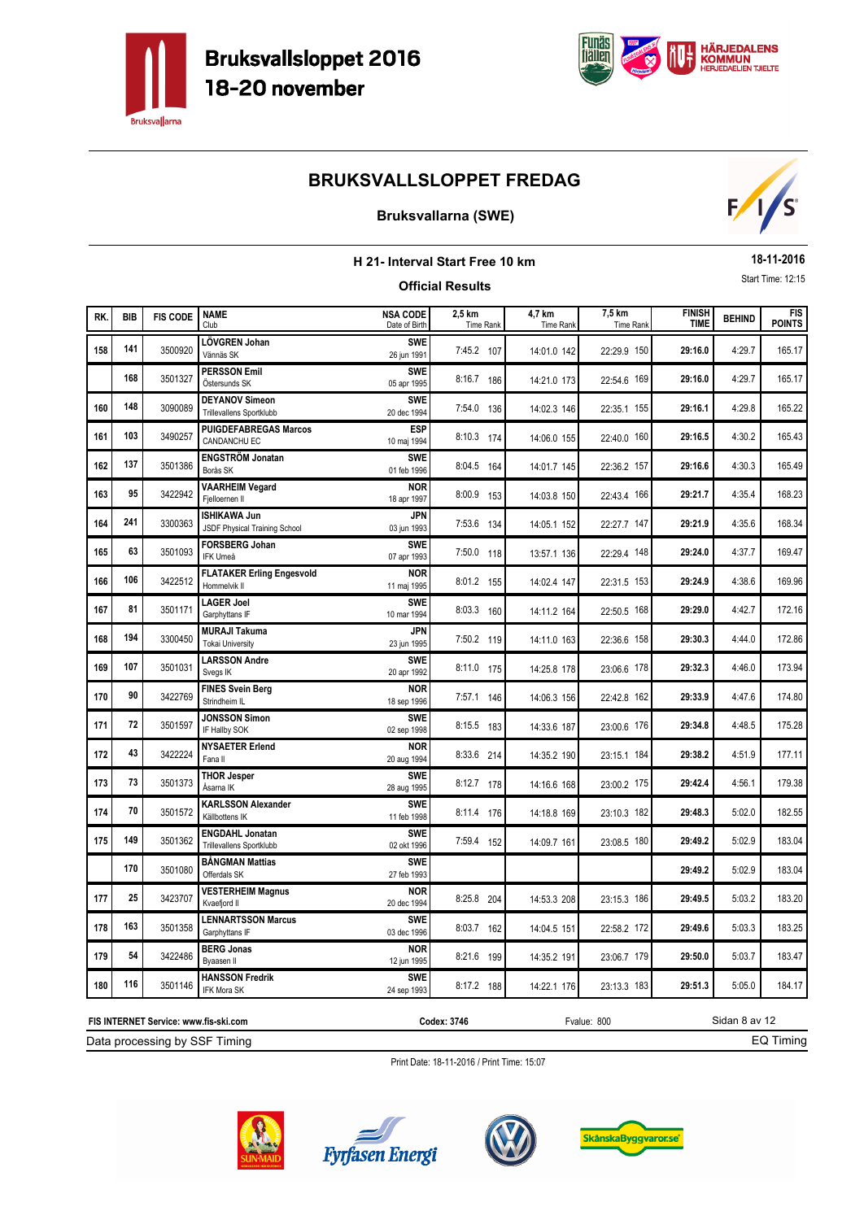# Bruksvallsloppet 2016
## 18-20 november

## BRUKSVALLSLOPPET FREDAG

### Bruksvallarna (SWE)

**H 21- Interval Start Free 10 km**

**18-11-2016**

**Official Results**

Start Time: 12:15

| RK. | BIB | FIS CODE | NAME / Club | NSA CODE / Date of Birth | 2,5 km Time Rank | 4,7 km Time Rank | 7,5 km Time Rank | FINISH TIME | BEHIND | FIS POINTS |
|---|---|---|---|---|---|---|---|---|---|---|
| 158 | 141 | 3500920 | **LÖVGREN Johan** Vännäs SK | **SWE** 26 jun 1991 | 7:45.2 107 | 14:01.0 142 | 22:29.9 150 | **29:16.0** | 4:29.7 | 165.17 |
| | 168 | 3501327 | **PERSSON Emil** Östersunds SK | **SWE** 05 apr 1995 | 8:16.7 186 | 14:21.0 173 | 22:54.6 169 | **29:16.0** | 4:29.7 | 165.17 |
| 160 | 148 | 3090089 | **DEYANOV Simeon** Trillevallens Sportklubb | **SWE** 20 dec 1994 | 7:54.0 136 | 14:02.3 146 | 22:35.1 155 | **29:16.1** | 4:29.8 | 165.22 |
| 161 | 103 | 3490257 | **PUIGDEFABREGAS Marcos** CANDANCHU EC | **ESP** 10 maj 1994 | 8:10.3 174 | 14:06.0 155 | 22:40.0 160 | **29:16.5** | 4:30.2 | 165.43 |
| 162 | 137 | 3501386 | **ENGSTRÖM Jonatan** Borås SK | **SWE** 01 feb 1996 | 8:04.5 164 | 14:01.7 145 | 22:36.2 157 | **29:16.6** | 4:30.3 | 165.49 |
| 163 | 95 | 3422942 | **VAARHEIM Vegard** Fjelloernen Il | **NOR** 18 apr 1997 | 8:00.9 153 | 14:03.8 150 | 22:43.4 166 | **29:21.7** | 4:35.4 | 168.23 |
| 164 | 241 | 3300363 | **ISHIKAWA Jun** JSDF Physical Training School | **JPN** 03 jun 1993 | 7:53.6 134 | 14:05.1 152 | 22:27.7 147 | **29:21.9** | 4:35.6 | 168.34 |
| 165 | 63 | 3501093 | **FORSBERG Johan** IFK Umeå | **SWE** 07 apr 1993 | 7:50.0 118 | 13:57.1 136 | 22:29.4 148 | **29:24.0** | 4:37.7 | 169.47 |
| 166 | 106 | 3422512 | **FLATAKER Erling Engesvold** Hommelvik Il | **NOR** 11 maj 1995 | 8:01.2 155 | 14:02.4 147 | 22:31.5 153 | **29:24.9** | 4:38.6 | 169.96 |
| 167 | 81 | 3501171 | **LAGER Joel** Garphyttans IF | **SWE** 10 mar 1994 | 8:03.3 160 | 14:11.2 164 | 22:50.5 168 | **29:29.0** | 4:42.7 | 172.16 |
| 168 | 194 | 3300450 | **MURAJI Takuma** Tokai University | **JPN** 23 jun 1995 | 7:50.2 119 | 14:11.0 163 | 22:36.6 158 | **29:30.3** | 4:44.0 | 172.86 |
| 169 | 107 | 3501031 | **LARSSON Andre** Svegs IK | **SWE** 20 apr 1992 | 8:11.0 175 | 14:25.8 178 | 23:06.6 178 | **29:32.3** | 4:46.0 | 173.94 |
| 170 | 90 | 3422769 | **FINES Svein Berg** Strindheim IL | **NOR** 18 sep 1996 | 7:57.1 146 | 14:06.3 156 | 22:42.8 162 | **29:33.9** | 4:47.6 | 174.80 |
| 171 | 72 | 3501597 | **JONSSON Simon** IF Hallby SOK | **SWE** 02 sep 1998 | 8:15.5 183 | 14:33.6 187 | 23:00.6 176 | **29:34.8** | 4:48.5 | 175.28 |
| 172 | 43 | 3422224 | **NYSAETER Erlend** Fana Il | **NOR** 20 aug 1994 | 8:33.6 214 | 14:35.2 190 | 23:15.1 184 | **29:38.2** | 4:51.9 | 177.11 |
| 173 | 73 | 3501373 | **THOR Jesper** Åsarna IK | **SWE** 28 aug 1995 | 8:12.7 178 | 14:16.6 168 | 23:00.2 175 | **29:42.4** | 4:56.1 | 179.38 |
| 174 | 70 | 3501572 | **KARLSSON Alexander** Källbottens IK | **SWE** 11 feb 1998 | 8:11.4 176 | 14:18.8 169 | 23:10.3 182 | **29:48.3** | 5:02.0 | 182.55 |
| 175 | 149 | 3501362 | **ENGDAHL Jonatan** Trillevallens Sportklubb | **SWE** 02 okt 1996 | 7:59.4 152 | 14:09.7 161 | 23:08.5 180 | **29:49.2** | 5:02.9 | 183.04 |
| | 170 | 3501080 | **BÅNGMAN Mattias** Offerdals SK | **SWE** 27 feb 1993 | | | | **29:49.2** | 5:02.9 | 183.04 |
| 177 | 25 | 3423707 | **VESTERHEIM Magnus** Kvaefjord Il | **NOR** 20 dec 1994 | 8:25.8 204 | 14:53.3 208 | 23:15.3 186 | **29:49.5** | 5:03.2 | 183.20 |
| 178 | 163 | 3501358 | **LENNARTSSON Marcus** Garphyttans IF | **SWE** 03 dec 1996 | 8:03.7 162 | 14:04.5 151 | 22:58.2 172 | **29:49.6** | 5:03.3 | 183.25 |
| 179 | 54 | 3422486 | **BERG Jonas** Byaasen Il | **NOR** 12 jun 1995 | 8:21.6 199 | 14:35.2 191 | 23:06.7 179 | **29:50.0** | 5:03.7 | 183.47 |
| 180 | 116 | 3501146 | **HANSSON Fredrik** IFK Mora SK | **SWE** 24 sep 1993 | 8:17.2 188 | 14:22.1 176 | 23:13.3 183 | **29:51.3** | 5:05.0 | 184.17 |

**FIS INTERNET Service: www.fis-ski.com** | **Codex: 3746** | Fvalue: 800

Data processing by SSF Timing | EQ Timing

Print Date: 18-11-2016 / Print Time: 15:07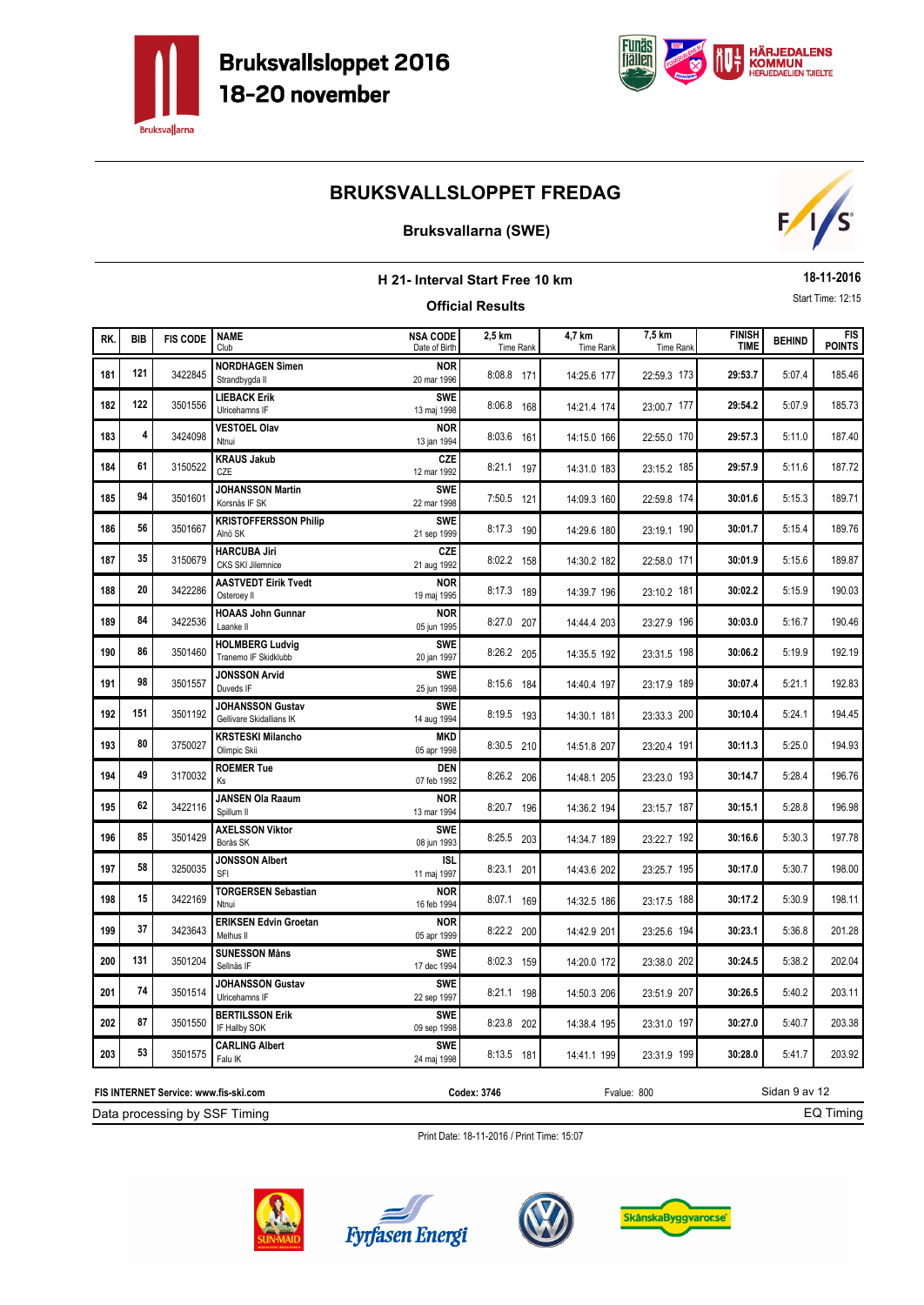# Bruksvallsloppet 2016
## 18-20 november

## BRUKSVALLSLOPPET FREDAG

### Bruksvallarna (SWE)

**H 21- Interval Start Free 10 km**

**Official Results**

**18-11-2016**

Start Time: 12:15

| RK. | BIB | FIS CODE | NAME / Club | NSA CODE / Date of Birth | 2,5 km Time Rank | 4,7 km Time Rank | 7,5 km Time Rank | FINISH TIME | BEHIND | FIS POINTS |
|---|---|---|---|---|---|---|---|---|---|---|
| 181 | 121 | 3422845 | **NORDHAGEN Simen** Strandbygda Il | **NOR** 20 mar 1996 | 8:08.8 171 | 14:25.6 177 | 22:59.3 173 | **29:53.7** | 5:07.4 | 185.46 |
| 182 | 122 | 3501556 | **LIEBACK Erik** Ulricehamns IF | **SWE** 13 maj 1998 | 8:06.8 168 | 14:21.4 174 | 23:00.7 177 | **29:54.2** | 5:07.9 | 185.73 |
| 183 | 4 | 3424098 | **VESTOEL Olav** Ntnui | **NOR** 13 jan 1994 | 8:03.6 161 | 14:15.0 166 | 22:55.0 170 | **29:57.3** | 5:11.0 | 187.40 |
| 184 | 61 | 3150522 | **KRAUS Jakub** CZE | **CZE** 12 mar 1992 | 8:21.1 197 | 14:31.0 183 | 23:15.2 185 | **29:57.9** | 5:11.6 | 187.72 |
| 185 | 94 | 3501601 | **JOHANSSON Martin** Korsnäs IF SK | **SWE** 22 mar 1998 | 7:50.5 121 | 14:09.3 160 | 22:59.8 174 | **30:01.6** | 5:15.3 | 189.71 |
| 186 | 56 | 3501667 | **KRISTOFFERSSON Philip** Alnö SK | **SWE** 21 sep 1999 | 8:17.3 190 | 14:29.6 180 | 23:19.1 190 | **30:01.7** | 5:15.4 | 189.76 |
| 187 | 35 | 3150679 | **HARCUBA Jiri** CKS SKI Jilemnice | **CZE** 21 aug 1992 | 8:02.2 158 | 14:30.2 182 | 22:58.0 171 | **30:01.9** | 5:15.6 | 189.87 |
| 188 | 20 | 3422286 | **AASTVEDT Eirik Tvedt** Osteroey Il | **NOR** 19 maj 1995 | 8:17.3 189 | 14:39.7 196 | 23:10.2 181 | **30:02.2** | 5:15.9 | 190.03 |
| 189 | 84 | 3422536 | **HOAAS John Gunnar** Laanke Il | **NOR** 05 jun 1995 | 8:27.0 207 | 14:44.4 203 | 23:27.9 196 | **30:03.0** | 5:16.7 | 190.46 |
| 190 | 86 | 3501460 | **HOLMBERG Ludvig** Tranemo IF Skidklubb | **SWE** 20 jan 1997 | 8:26.2 205 | 14:35.5 192 | 23:31.5 198 | **30:06.2** | 5:19.9 | 192.19 |
| 191 | 98 | 3501557 | **JONSSON Arvid** Duveds IF | **SWE** 25 jun 1998 | 8:15.6 184 | 14:40.4 197 | 23:17.9 189 | **30:07.4** | 5:21.1 | 192.83 |
| 192 | 151 | 3501192 | **JOHANSSON Gustav** Gellivare Skidallians IK | **SWE** 14 aug 1994 | 8:19.5 193 | 14:30.1 181 | 23:33.3 200 | **30:10.4** | 5:24.1 | 194.45 |
| 193 | 80 | 3750027 | **KRSTESKI Milancho** Olimpic Skii | **MKD** 05 apr 1998 | 8:30.5 210 | 14:51.8 207 | 23:20.4 191 | **30:11.3** | 5:25.0 | 194.93 |
| 194 | 49 | 3170032 | **ROEMER Tue** Ks | **DEN** 07 feb 1992 | 8:26.2 206 | 14:48.1 205 | 23:23.0 193 | **30:14.7** | 5:28.4 | 196.76 |
| 195 | 62 | 3422116 | **JANSEN Ola Raaum** Spillum Il | **NOR** 13 mar 1994 | 8:20.7 196 | 14:36.2 194 | 23:15.7 187 | **30:15.1** | 5:28.8 | 196.98 |
| 196 | 85 | 3501429 | **AXELSSON Viktor** Borås SK | **SWE** 08 jun 1993 | 8:25.5 203 | 14:34.7 189 | 23:22.7 192 | **30:16.6** | 5:30.3 | 197.78 |
| 197 | 58 | 3250035 | **JONSSON Albert** SFI | **ISL** 11 maj 1997 | 8:23.1 201 | 14:43.6 202 | 23:25.7 195 | **30:17.0** | 5:30.7 | 198.00 |
| 198 | 15 | 3422169 | **TORGERSEN Sebastian** Ntnui | **NOR** 16 feb 1994 | 8:07.1 169 | 14:32.5 186 | 23:17.5 188 | **30:17.2** | 5:30.9 | 198.11 |
| 199 | 37 | 3423643 | **ERIKSEN Edvin Groetan** Melhus Il | **NOR** 05 apr 1999 | 8:22.2 200 | 14:42.9 201 | 23:25.6 194 | **30:23.1** | 5:36.8 | 201.28 |
| 200 | 131 | 3501204 | **SUNESSON Måns** Sellnäs IF | **SWE** 17 dec 1994 | 8:02.3 159 | 14:20.0 172 | 23:38.0 202 | **30:24.5** | 5:38.2 | 202.04 |
| 201 | 74 | 3501514 | **JOHANSSON Gustav** Ulricehamns IF | **SWE** 22 sep 1997 | 8:21.1 198 | 14:50.3 206 | 23:51.9 207 | **30:26.5** | 5:40.2 | 203.11 |
| 202 | 87 | 3501550 | **BERTILSSON Erik** IF Hallby SOK | **SWE** 09 sep 1998 | 8:23.8 202 | 14:38.4 195 | 23:31.0 197 | **30:27.0** | 5:40.7 | 203.38 |
| 203 | 53 | 3501575 | **CARLING Albert** Falu IK | **SWE** 24 maj 1998 | 8:13.5 181 | 14:41.1 199 | 23:31.9 199 | **30:28.0** | 5:41.7 | 203.92 |

**FIS INTERNET Service: www.fis-ski.com** | **Codex: 3746** | Fvalue: 800

Data processing by SSF Timing | EQ Timing

Print Date: 18-11-2016 / Print Time: 15:07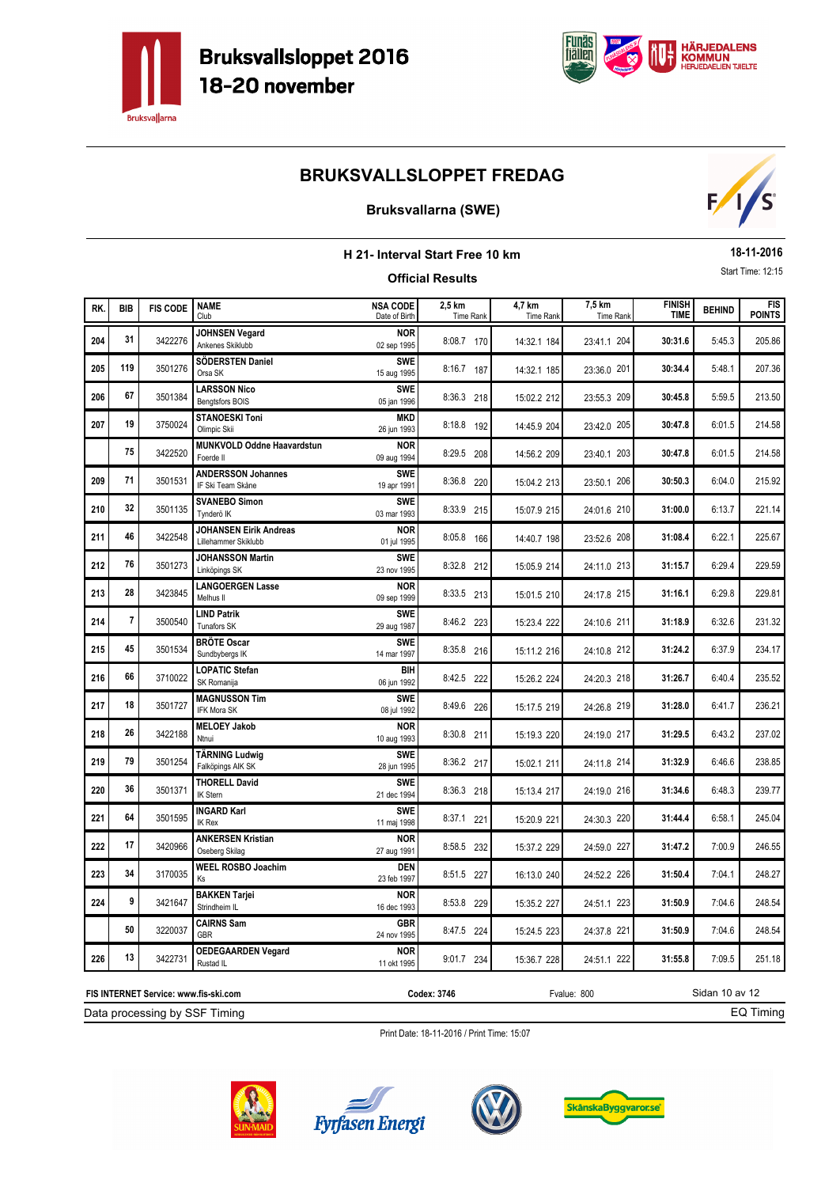# Bruksvallsloppet 2016
18-20 november

## BRUKSVALLSLOPPET FREDAG

### Bruksvallarna (SWE)

**H 21- Interval Start Free 10 km** — **18-11-2016**

**Official Results** — Start Time: 12:15

| RK. | BIB | FIS CODE | NAME / Club | NSA CODE / Date of Birth | 2,5 km Time Rank | 4,7 km Time Rank | 7,5 km Time Rank | FINISH TIME | BEHIND | FIS POINTS |
|---|---|---|---|---|---|---|---|---|---|---|
| 204 | 31 | 3422276 | **JOHNSEN Vegard** Ankenes Skiklubb | **NOR** 02 sep 1995 | 8:08.7 170 | 14:32.1 184 | 23:41.1 204 | **30:31.6** | 5:45.3 | 205.86 |
| 205 | 119 | 3501276 | **SÖDERSTEN Daniel** Orsa SK | **SWE** 15 aug 1995 | 8:16.7 187 | 14:32.1 185 | 23:36.0 201 | **30:34.4** | 5:48.1 | 207.36 |
| 206 | 67 | 3501384 | **LARSSON Nico** Bengtsfors BOIS | **SWE** 05 jan 1996 | 8:36.3 218 | 15:02.2 212 | 23:55.3 209 | **30:45.8** | 5:59.5 | 213.50 |
| 207 | 19 | 3750024 | **STANOESKI Toni** Olimpic Skii | **MKD** 26 jun 1993 | 8:18.8 192 | 14:45.9 204 | 23:42.0 205 | **30:47.8** | 6:01.5 | 214.58 |
| | 75 | 3422520 | **MUNKVOLD Oddne Haavardstun** Foerde Il | **NOR** 09 aug 1994 | 8:29.5 208 | 14:56.2 209 | 23:40.1 203 | **30:47.8** | 6:01.5 | 214.58 |
| 209 | 71 | 3501531 | **ANDERSSON Johannes** IF Ski Team Skåne | **SWE** 19 apr 1991 | 8:36.8 220 | 15:04.2 213 | 23:50.1 206 | **30:50.3** | 6:04.0 | 215.92 |
| 210 | 32 | 3501135 | **SVANEBO Simon** Tynderö IK | **SWE** 03 mar 1993 | 8:33.9 215 | 15:07.9 215 | 24:01.6 210 | **31:00.0** | 6:13.7 | 221.14 |
| 211 | 46 | 3422548 | **JOHANSEN Eirik Andreas** Lillehammer Skiklubb | **NOR** 01 jul 1995 | 8:05.8 166 | 14:40.7 198 | 23:52.6 208 | **31:08.4** | 6:22.1 | 225.67 |
| 212 | 76 | 3501273 | **JOHANSSON Martin** Linköpings SK | **SWE** 23 nov 1995 | 8:32.8 212 | 15:05.9 214 | 24:11.0 213 | **31:15.7** | 6:29.4 | 229.59 |
| 213 | 28 | 3423845 | **LANGOERGEN Lasse** Melhus Il | **NOR** 09 sep 1999 | 8:33.5 213 | 15:01.5 210 | 24:17.8 215 | **31:16.1** | 6:29.8 | 229.81 |
| 214 | 7 | 3500540 | **LIND Patrik** Tunafors SK | **SWE** 29 aug 1987 | 8:46.2 223 | 15:23.4 222 | 24:10.6 211 | **31:18.9** | 6:32.6 | 231.32 |
| 215 | 45 | 3501534 | **BRÖTE Oscar** Sundbybergs IK | **SWE** 14 mar 1997 | 8:35.8 216 | 15:11.2 216 | 24:10.8 212 | **31:24.2** | 6:37.9 | 234.17 |
| 216 | 66 | 3710022 | **LOPATIC Stefan** SK Romanija | **BIH** 06 jun 1992 | 8:42.5 222 | 15:26.2 224 | 24:20.3 218 | **31:26.7** | 6:40.4 | 235.52 |
| 217 | 18 | 3501727 | **MAGNUSSON Tim** IFK Mora SK | **SWE** 08 jul 1992 | 8:49.6 226 | 15:17.5 219 | 24:26.8 219 | **31:28.0** | 6:41.7 | 236.21 |
| 218 | 26 | 3422188 | **MELOEY Jakob** Ntnui | **NOR** 10 aug 1993 | 8:30.8 211 | 15:19.3 220 | 24:19.0 217 | **31:29.5** | 6:43.2 | 237.02 |
| 219 | 79 | 3501254 | **TÄRNING Ludwig** Falköpings AIK SK | **SWE** 28 jun 1995 | 8:36.2 217 | 15:02.1 211 | 24:11.8 214 | **31:32.9** | 6:46.6 | 238.85 |
| 220 | 36 | 3501371 | **THORELL David** IK Stern | **SWE** 21 dec 1994 | 8:36.3 218 | 15:13.4 217 | 24:19.0 216 | **31:34.6** | 6:48.3 | 239.77 |
| 221 | 64 | 3501595 | **INGARD Karl** IK Rex | **SWE** 11 maj 1998 | 8:37.1 221 | 15:20.9 221 | 24:30.3 220 | **31:44.4** | 6:58.1 | 245.04 |
| 222 | 17 | 3420966 | **ANKERSEN Kristian** Oseberg Skilag | **NOR** 27 aug 1991 | 8:58.5 232 | 15:37.2 229 | 24:59.0 227 | **31:47.2** | 7:00.9 | 246.55 |
| 223 | 34 | 3170035 | **WEEL ROSBO Joachim** Ks | **DEN** 23 feb 1997 | 8:51.5 227 | 16:13.0 240 | 24:52.2 226 | **31:50.4** | 7:04.1 | 248.27 |
| 224 | 9 | 3421647 | **BAKKEN Tarjei** Strindheim IL | **NOR** 16 dec 1993 | 8:53.8 229 | 15:35.2 227 | 24:51.1 223 | **31:50.9** | 7:04.6 | 248.54 |
| | 50 | 3220037 | **CAIRNS Sam** GBR | **GBR** 24 nov 1995 | 8:47.5 224 | 15:24.5 223 | 24:37.8 221 | **31:50.9** | 7:04.6 | 248.54 |
| 226 | 13 | 3422731 | **OEDEGAARDEN Vegard** Rustad IL | **NOR** 11 okt 1995 | 9:01.7 234 | 15:36.7 228 | 24:51.1 222 | **31:55.8** | 7:09.5 | 251.18 |

**FIS INTERNET Service: www.fis-ski.com** — **Codex: 3746** — Fvalue: 800

Data processing by SSF Timing — EQ Timing

Print Date: 18-11-2016 / Print Time: 15:07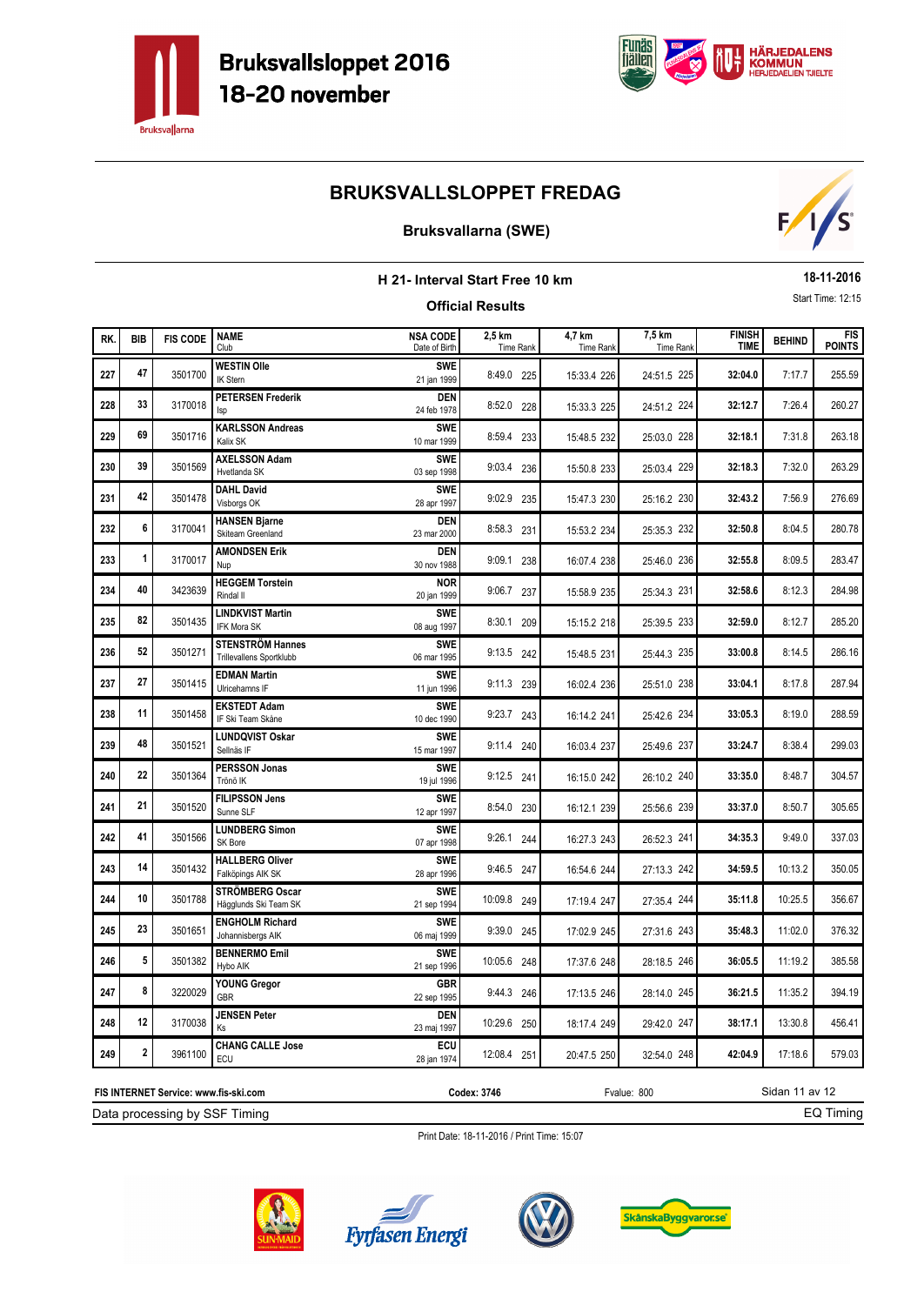# Bruksvallsloppet 2016
## 18-20 november

## BRUKSVALLSLOPPET FREDAG

### Bruksvallarna (SWE)

### H 21- Interval Start Free 10 km

**18-11-2016**

Start Time: 12:15

### Official Results

| RK. | BIB | FIS CODE | NAME / Club | NSA CODE / Date of Birth | 2,5 km Time Rank | 4,7 km Time Rank | 7,5 km Time Rank | FINISH TIME | BEHIND | FIS POINTS |
|---|---|---|---|---|---|---|---|---|---|---|
| 227 | 47 | 3501700 | **WESTIN Olle** IK Stern | **SWE** 21 jan 1999 | 8:49.0 225 | 15:33.4 226 | 24:51.5 225 | **32:04.0** | 7:17.7 | 255.59 |
| 228 | 33 | 3170018 | **PETERSEN Frederik** Isp | **DEN** 24 feb 1978 | 8:52.0 228 | 15:33.3 225 | 24:51.2 224 | **32:12.7** | 7:26.4 | 260.27 |
| 229 | 69 | 3501716 | **KARLSSON Andreas** Kalix SK | **SWE** 10 mar 1999 | 8:59.4 233 | 15:48.5 232 | 25:03.0 228 | **32:18.1** | 7:31.8 | 263.18 |
| 230 | 39 | 3501569 | **AXELSSON Adam** Hvetlanda SK | **SWE** 03 sep 1998 | 9:03.4 236 | 15:50.8 233 | 25:03.4 229 | **32:18.3** | 7:32.0 | 263.29 |
| 231 | 42 | 3501478 | **DAHL David** Visborgs OK | **SWE** 28 apr 1997 | 9:02.9 235 | 15:47.3 230 | 25:16.2 230 | **32:43.2** | 7:56.9 | 276.69 |
| 232 | 6 | 3170041 | **HANSEN Bjarne** Skiteam Greenland | **DEN** 23 mar 2000 | 8:58.3 231 | 15:53.2 234 | 25:35.3 232 | **32:50.8** | 8:04.5 | 280.78 |
| 233 | 1 | 3170017 | **AMONDSEN Erik** Nup | **DEN** 30 nov 1988 | 9:09.1 238 | 16:07.4 238 | 25:46.0 236 | **32:55.8** | 8:09.5 | 283.47 |
| 234 | 40 | 3423639 | **HEGGEM Torstein** Rindal Il | **NOR** 20 jan 1999 | 9:06.7 237 | 15:58.9 235 | 25:34.3 231 | **32:58.6** | 8:12.3 | 284.98 |
| 235 | 82 | 3501435 | **LINDKVIST Martin** IFK Mora SK | **SWE** 08 aug 1997 | 8:30.1 209 | 15:15.2 218 | 25:39.5 233 | **32:59.0** | 8:12.7 | 285.20 |
| 236 | 52 | 3501271 | **STENSTRÖM Hannes** Trillevallens Sportklubb | **SWE** 06 mar 1995 | 9:13.5 242 | 15:48.5 231 | 25:44.3 235 | **33:00.8** | 8:14.5 | 286.16 |
| 237 | 27 | 3501415 | **EDMAN Martin** Ulricehamns IF | **SWE** 11 jun 1996 | 9:11.3 239 | 16:02.4 236 | 25:51.0 238 | **33:04.1** | 8:17.8 | 287.94 |
| 238 | 11 | 3501458 | **EKSTEDT Adam** IF Ski Team Skåne | **SWE** 10 dec 1990 | 9:23.7 243 | 16:14.2 241 | 25:42.6 234 | **33:05.3** | 8:19.0 | 288.59 |
| 239 | 48 | 3501521 | **LUNDQVIST Oskar** Sellnäs IF | **SWE** 15 mar 1997 | 9:11.4 240 | 16:03.4 237 | 25:49.6 237 | **33:24.7** | 8:38.4 | 299.03 |
| 240 | 22 | 3501364 | **PERSSON Jonas** Trönö IK | **SWE** 19 jul 1996 | 9:12.5 241 | 16:15.0 242 | 26:10.2 240 | **33:35.0** | 8:48.7 | 304.57 |
| 241 | 21 | 3501520 | **FILIPSSON Jens** Sunne SLF | **SWE** 12 apr 1997 | 8:54.0 230 | 16:12.1 239 | 25:56.6 239 | **33:37.0** | 8:50.7 | 305.65 |
| 242 | 41 | 3501566 | **LUNDBERG Simon** SK Bore | **SWE** 07 apr 1998 | 9:26.1 244 | 16:27.3 243 | 26:52.3 241 | **34:35.3** | 9:49.0 | 337.03 |
| 243 | 14 | 3501432 | **HALLBERG Oliver** Falköpings AIK SK | **SWE** 28 apr 1996 | 9:46.5 247 | 16:54.6 244 | 27:13.3 242 | **34:59.5** | 10:13.2 | 350.05 |
| 244 | 10 | 3501788 | **STRÖMBERG Oscar** Hägglunds Ski Team SK | **SWE** 21 sep 1994 | 10:09.8 249 | 17:19.4 247 | 27:35.4 244 | **35:11.8** | 10:25.5 | 356.67 |
| 245 | 23 | 3501651 | **ENGHOLM Richard** Johannisbergs AIK | **SWE** 06 maj 1999 | 9:39.0 245 | 17:02.9 245 | 27:31.6 243 | **35:48.3** | 11:02.0 | 376.32 |
| 246 | 5 | 3501382 | **BENNERMO Emil** Hybo AIK | **SWE** 21 sep 1996 | 10:05.6 248 | 17:37.6 248 | 28:18.5 246 | **36:05.5** | 11:19.2 | 385.58 |
| 247 | 8 | 3220029 | **YOUNG Gregor** GBR | **GBR** 22 sep 1995 | 9:44.3 246 | 17:13.5 246 | 28:14.0 245 | **36:21.5** | 11:35.2 | 394.19 |
| 248 | 12 | 3170038 | **JENSEN Peter** Ks | **DEN** 23 maj 1997 | 10:29.6 250 | 18:17.4 249 | 29:42.0 247 | **38:17.1** | 13:30.8 | 456.41 |
| 249 | 2 | 3961100 | **CHANG CALLE Jose** ECU | **ECU** 28 jan 1974 | 12:08.4 251 | 20:47.5 250 | 32:54.0 248 | **42:04.9** | 17:18.6 | 579.03 |

**FIS INTERNET Service: www.fis-ski.com** | **Codex: 3746** | Fvalue: 800

Data processing by SSF Timing | EQ Timing

Print Date: 18-11-2016 / Print Time: 15:07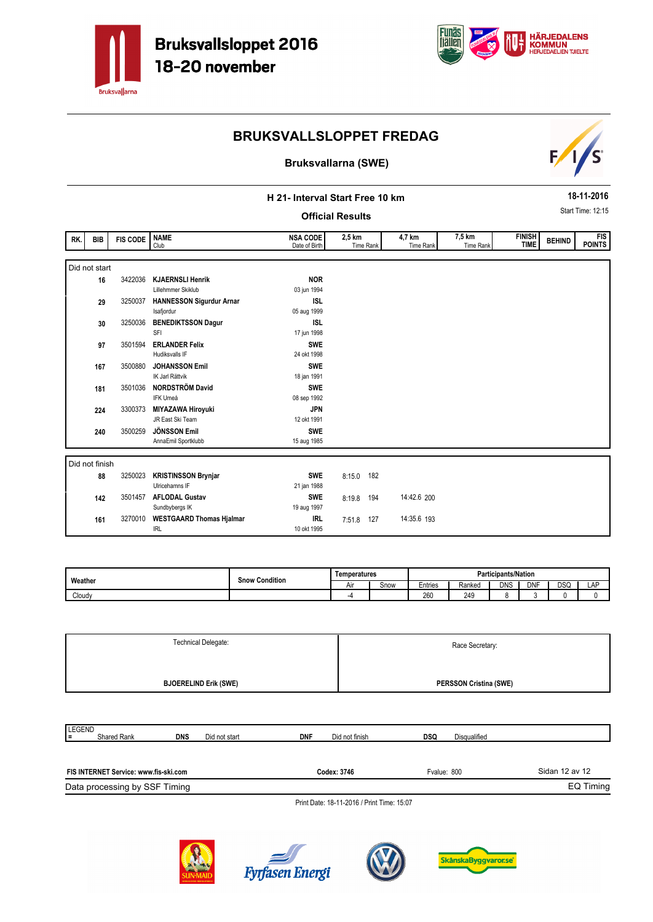# Bruksvallsloppet 2016
## 18-20 november

HÄRJEDALENS KOMMUN
HERJEDAELIEN TJIELTE

## BRUKSVALLSLOPPET FREDAG

### Bruksvallarna (SWE)

**H 21- Interval Start Free 10 km**

**Official Results**

**18-11-2016**

Start Time: 12:15

| RK. | BIB | FIS CODE | NAME<br>Club | NSA CODE<br>Date of Birth | 2,5 km<br>Time Rank | 4,7 km<br>Time Rank | 7,5 km<br>Time Rank | FINISH TIME | BEHIND | FIS POINTS |
|---|---|---|---|---|---|---|---|---|---|---|
| **Did not start** | | | | | | | | | | |
| | 16 | 3422036 | **KJAERNSLI Henrik**<br>Lillehmmer Skiklub | **NOR**<br>03 jun 1994 | | | | | | |
| | 29 | 3250037 | **HANNESSON Sigurdur Arnar**<br>Isafjordur | **ISL**<br>05 aug 1999 | | | | | | |
| | 30 | 3250036 | **BENEDIKTSSON Dagur**<br>SFI | **ISL**<br>17 jun 1998 | | | | | | |
| | 97 | 3501594 | **ERLANDER Felix**<br>Hudiksvalls IF | **SWE**<br>24 okt 1998 | | | | | | |
| | 167 | 3500880 | **JOHANSSON Emil**<br>IK Jarl Rättvik | **SWE**<br>18 jan 1991 | | | | | | |
| | 181 | 3501036 | **NORDSTRÖM David**<br>IFK Umeå | **SWE**<br>08 sep 1992 | | | | | | |
| | 224 | 3300373 | **MIYAZAWA Hiroyuki**<br>JR East Ski Team | **JPN**<br>12 okt 1991 | | | | | | |
| | 240 | 3500259 | **JÖNSSON Emil**<br>AnnaEmil Sportklubb | **SWE**<br>15 aug 1985 | | | | | | |
| **Did not finish** | | | | | | | | | | |
| | 88 | 3250023 | **KRISTINSSON Brynjar**<br>Ulricehamns IF | **SWE**<br>21 jan 1988 | 8:15.0 182 | | | | | |
| | 142 | 3501457 | **AFLODAL Gustav**<br>Sundbybergs IK | **SWE**<br>19 aug 1997 | 8:19.8 194 | 14:42.6 200 | | | | |
| | 161 | 3270010 | **WESTGAARD Thomas Hjalmar**<br>IRL | **IRL**<br>10 okt 1995 | 7:51.8 127 | 14:35.6 193 | | | | |

| Weather | Snow Condition | Temperatures | | Participants/Nation | | | | | |
|---|---|---|---|---|---|---|---|---|---|
| | | Air | Snow | Entries | Ranked | DNS | DNF | DSQ | LAP |
| Cloudy | | -4 | | 260 | 249 | 8 | 3 | 0 | 0 |

| Technical Delegate: | Race Secretary: |
|---|---|
| **BJOERELIND Erik (SWE)** | **PERSSON Cristina (SWE)** |

LEGEND
= Shared Rank **DNS** Did not start **DNF** Did not finish **DSQ** Disqualified

**FIS INTERNET Service: www.fis-ski.com** **Codex: 3746** Fvalue: 800

Data processing by SSF Timing EQ Timing

Print Date: 18-11-2016 / Print Time: 15:07